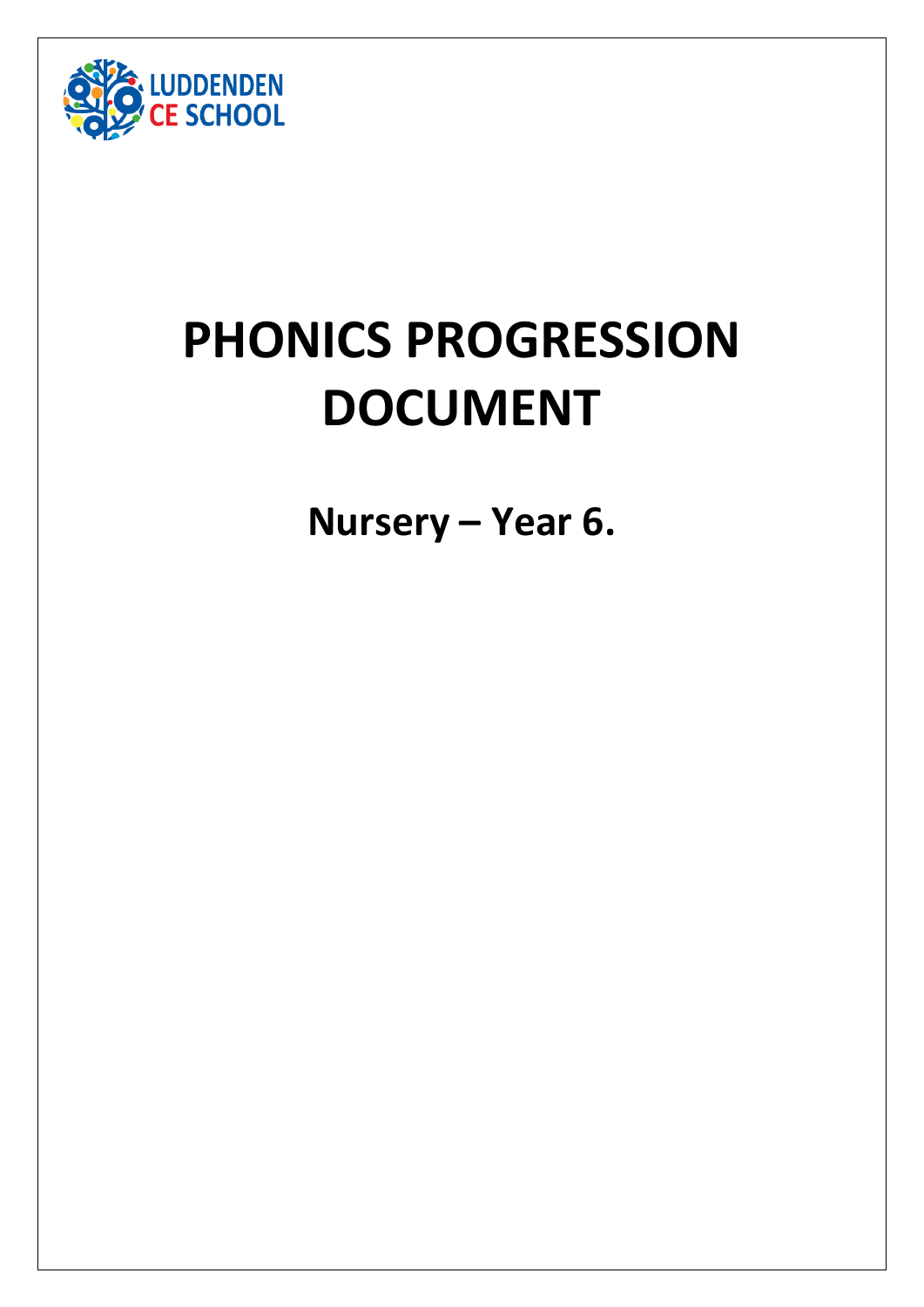LUDDENDEN CE SCHOOL

# PHONICS PROGRESSION DOCUMENT

## Nursery – Year 6.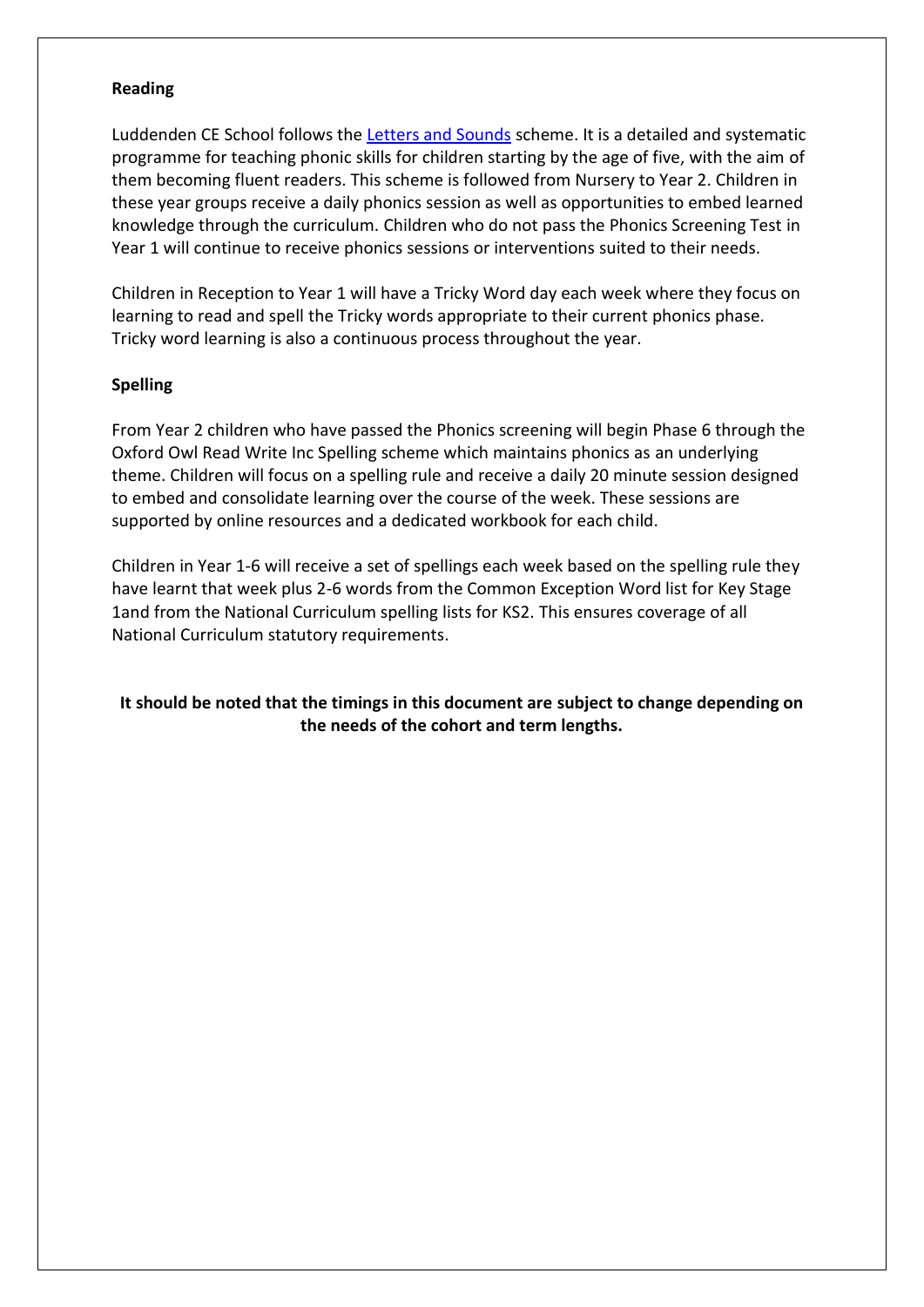**Reading**

Luddenden CE School follows the [Letters and Sounds] scheme. It is a detailed and systematic programme for teaching phonic skills for children starting by the age of five, with the aim of them becoming fluent readers. This scheme is followed from Nursery to Year 2. Children in these year groups receive a daily phonics session as well as opportunities to embed learned knowledge through the curriculum. Children who do not pass the Phonics Screening Test in Year 1 will continue to receive phonics sessions or interventions suited to their needs.

Children in Reception to Year 1 will have a Tricky Word day each week where they focus on learning to read and spell the Tricky words appropriate to their current phonics phase. Tricky word learning is also a continuous process throughout the year.

**Spelling**

From Year 2 children who have passed the Phonics screening will begin Phase 6 through the Oxford Owl Read Write Inc Spelling scheme which maintains phonics as an underlying theme. Children will focus on a spelling rule and receive a daily 20 minute session designed to embed and consolidate learning over the course of the week. These sessions are supported by online resources and a dedicated workbook for each child.

Children in Year 1-6 will receive a set of spellings each week based on the spelling rule they have learnt that week plus 2-6 words from the Common Exception Word list for Key Stage 1and from the National Curriculum spelling lists for KS2. This ensures coverage of all National Curriculum statutory requirements.

**It should be noted that the timings in this document are subject to change depending on the needs of the cohort and term lengths.**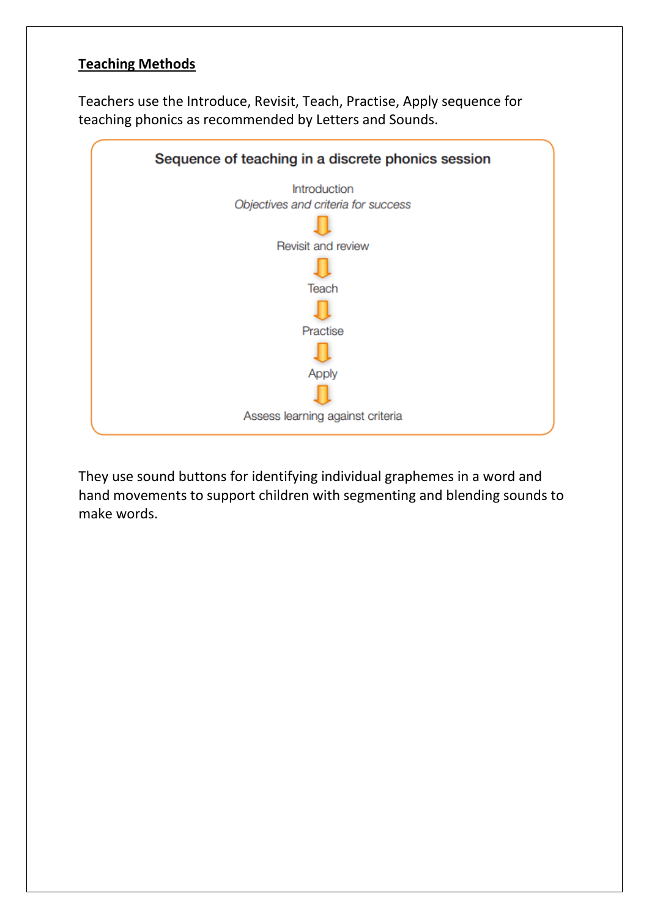**Teaching Methods**

Teachers use the Introduce, Revisit, Teach, Practise, Apply sequence for teaching phonics as recommended by Letters and Sounds.

**Sequence of teaching in a discrete phonics session**

Introduction
*Objectives and criteria for success*

↓

Revisit and review

↓

Teach

↓

Practise

↓

Apply

↓

Assess learning against criteria

They use sound buttons for identifying individual graphemes in a word and hand movements to support children with segmenting and blending sounds to make words.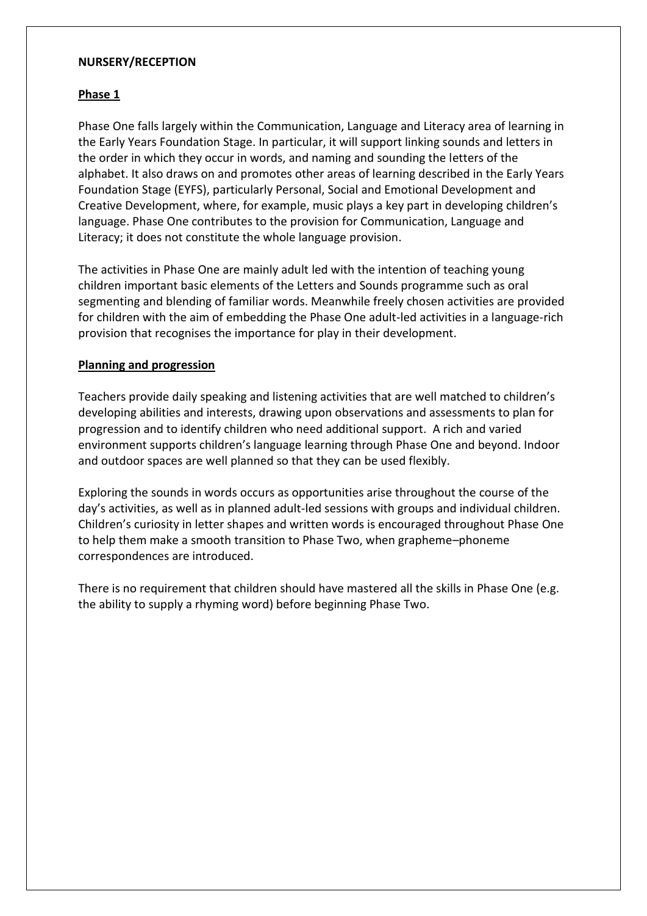**NURSERY/RECEPTION**

## Phase 1

Phase One falls largely within the Communication, Language and Literacy area of learning in the Early Years Foundation Stage. In particular, it will support linking sounds and letters in the order in which they occur in words, and naming and sounding the letters of the alphabet. It also draws on and promotes other areas of learning described in the Early Years Foundation Stage (EYFS), particularly Personal, Social and Emotional Development and Creative Development, where, for example, music plays a key part in developing children's language. Phase One contributes to the provision for Communication, Language and Literacy; it does not constitute the whole language provision.

The activities in Phase One are mainly adult led with the intention of teaching young children important basic elements of the Letters and Sounds programme such as oral segmenting and blending of familiar words. Meanwhile freely chosen activities are provided for children with the aim of embedding the Phase One adult-led activities in a language-rich provision that recognises the importance for play in their development.

## Planning and progression

Teachers provide daily speaking and listening activities that are well matched to children's developing abilities and interests, drawing upon observations and assessments to plan for progression and to identify children who need additional support. A rich and varied environment supports children's language learning through Phase One and beyond. Indoor and outdoor spaces are well planned so that they can be used flexibly.

Exploring the sounds in words occurs as opportunities arise throughout the course of the day's activities, as well as in planned adult-led sessions with groups and individual children. Children's curiosity in letter shapes and written words is encouraged throughout Phase One to help them make a smooth transition to Phase Two, when grapheme–phoneme correspondences are introduced.

There is no requirement that children should have mastered all the skills in Phase One (e.g. the ability to supply a rhyming word) before beginning Phase Two.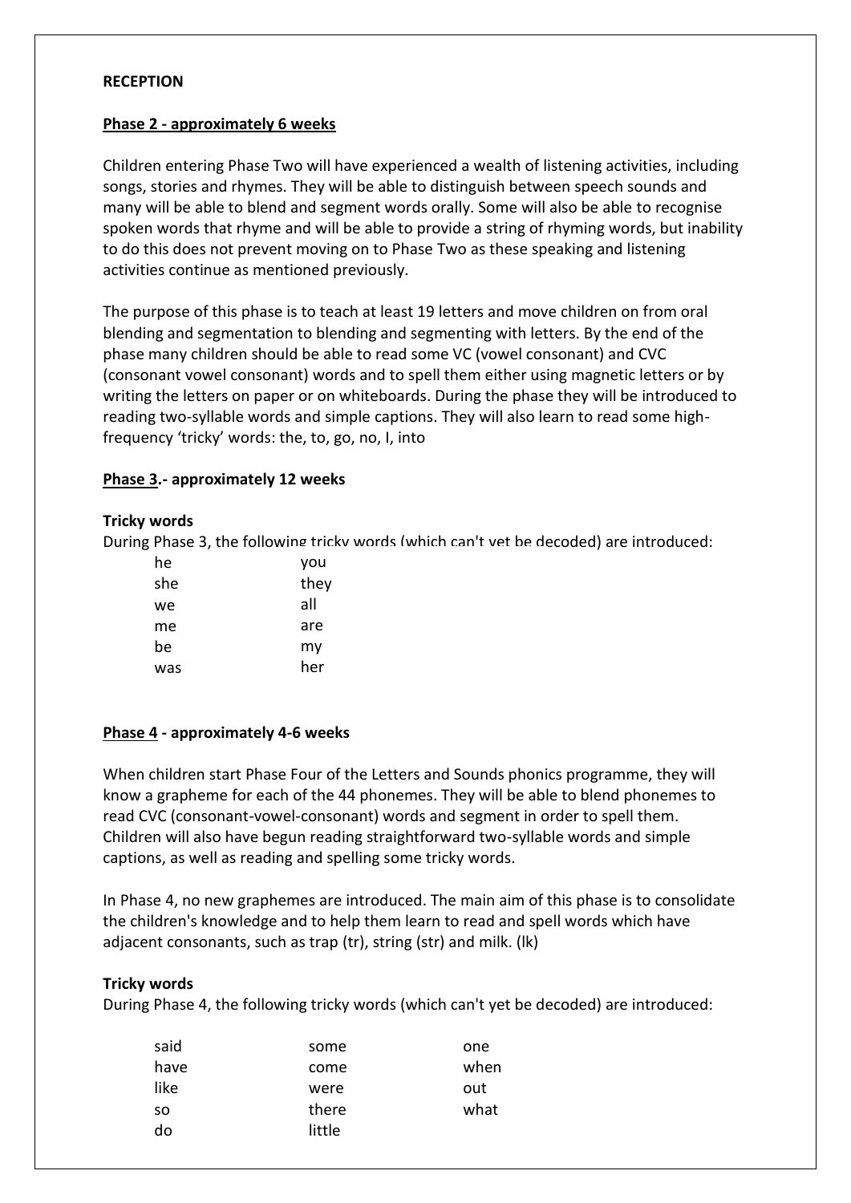**RECEPTION**

**Phase 2 - approximately 6 weeks**

Children entering Phase Two will have experienced a wealth of listening activities, including songs, stories and rhymes. They will be able to distinguish between speech sounds and many will be able to blend and segment words orally. Some will also be able to recognise spoken words that rhyme and will be able to provide a string of rhyming words, but inability to do this does not prevent moving on to Phase Two as these speaking and listening activities continue as mentioned previously.

The purpose of this phase is to teach at least 19 letters and move children on from oral blending and segmentation to blending and segmenting with letters. By the end of the phase many children should be able to read some VC (vowel consonant) and CVC (consonant vowel consonant) words and to spell them either using magnetic letters or by writing the letters on paper or on whiteboards. During the phase they will be introduced to reading two-syllable words and simple captions. They will also learn to read some high-frequency 'tricky' words: the, to, go, no, I, into

**Phase 3.- approximately 12 weeks**

**Tricky words**

During Phase 3, the following tricky words (which can't yet be decoded) are introduced:

| | |
|---|---|
| he | you |
| she | they |
| we | all |
| me | are |
| be | my |
| was | her |

**Phase 4 - approximately 4-6 weeks**

When children start Phase Four of the Letters and Sounds phonics programme, they will know a grapheme for each of the 44 phonemes. They will be able to blend phonemes to read CVC (consonant-vowel-consonant) words and segment in order to spell them. Children will also have begun reading straightforward two-syllable words and simple captions, as well as reading and spelling some tricky words.

In Phase 4, no new graphemes are introduced. The main aim of this phase is to consolidate the children's knowledge and to help them learn to read and spell words which have adjacent consonants, such as trap (tr), string (str) and milk. (lk)

**Tricky words**

During Phase 4, the following tricky words (which can't yet be decoded) are introduced:

| | | |
|---|---|---|
| said | some | one |
| have | come | when |
| like | were | out |
| so | there | what |
| do | little | |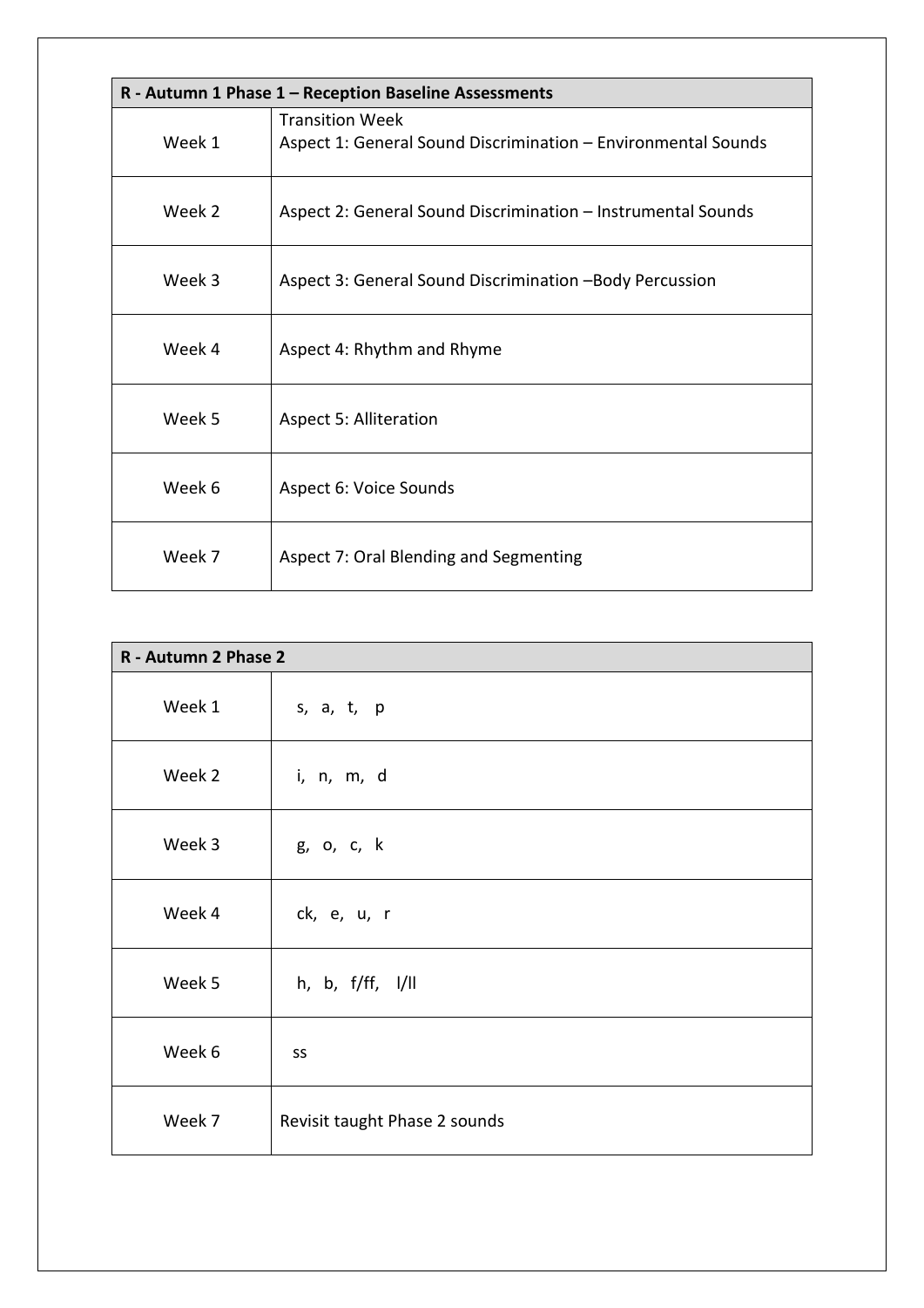| R - Autumn 1 Phase 1 – Reception Baseline Assessments | |
| --- | --- |
| Week 1 | Transition Week<br>Aspect 1: General Sound Discrimination – Environmental Sounds |
| Week 2 | Aspect 2: General Sound Discrimination – Instrumental Sounds |
| Week 3 | Aspect 3: General Sound Discrimination –Body Percussion |
| Week 4 | Aspect 4: Rhythm and Rhyme |
| Week 5 | Aspect 5: Alliteration |
| Week 6 | Aspect 6: Voice Sounds |
| Week 7 | Aspect 7: Oral Blending and Segmenting |

| R - Autumn 2 Phase 2 | |
| --- | --- |
| Week 1 | s, a, t, p |
| Week 2 | i, n, m, d |
| Week 3 | g, o, c, k |
| Week 4 | ck, e, u, r |
| Week 5 | h, b, f/ff, l/ll |
| Week 6 | ss |
| Week 7 | Revisit taught Phase 2 sounds |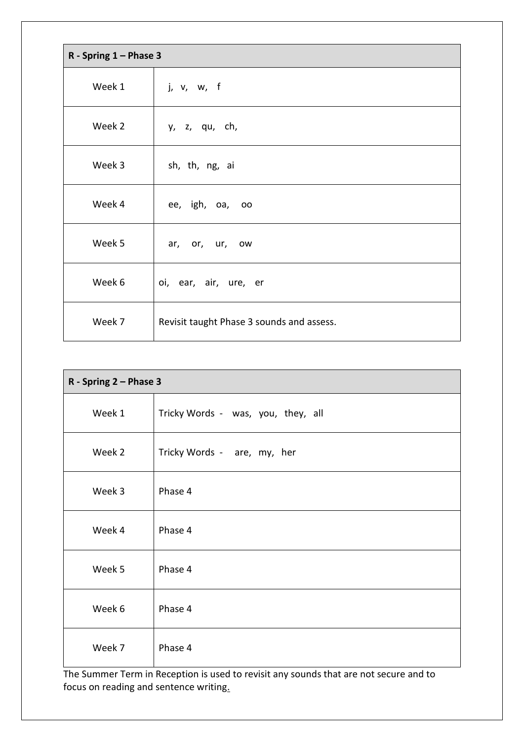| R - Spring 1 – Phase 3 | |
|---|---|
| Week 1 | j, v, w, f |
| Week 2 | y, z, qu, ch, |
| Week 3 | sh, th, ng, ai |
| Week 4 | ee, igh, oa, oo |
| Week 5 | ar, or, ur, ow |
| Week 6 | oi, ear, air, ure, er |
| Week 7 | Revisit taught Phase 3 sounds and assess. |

| R - Spring 2 – Phase 3 | |
|---|---|
| Week 1 | Tricky Words - was, you, they, all |
| Week 2 | Tricky Words - are, my, her |
| Week 3 | Phase 4 |
| Week 4 | Phase 4 |
| Week 5 | Phase 4 |
| Week 6 | Phase 4 |
| Week 7 | Phase 4 |

The Summer Term in Reception is used to revisit any sounds that are not secure and to focus on reading and sentence writing.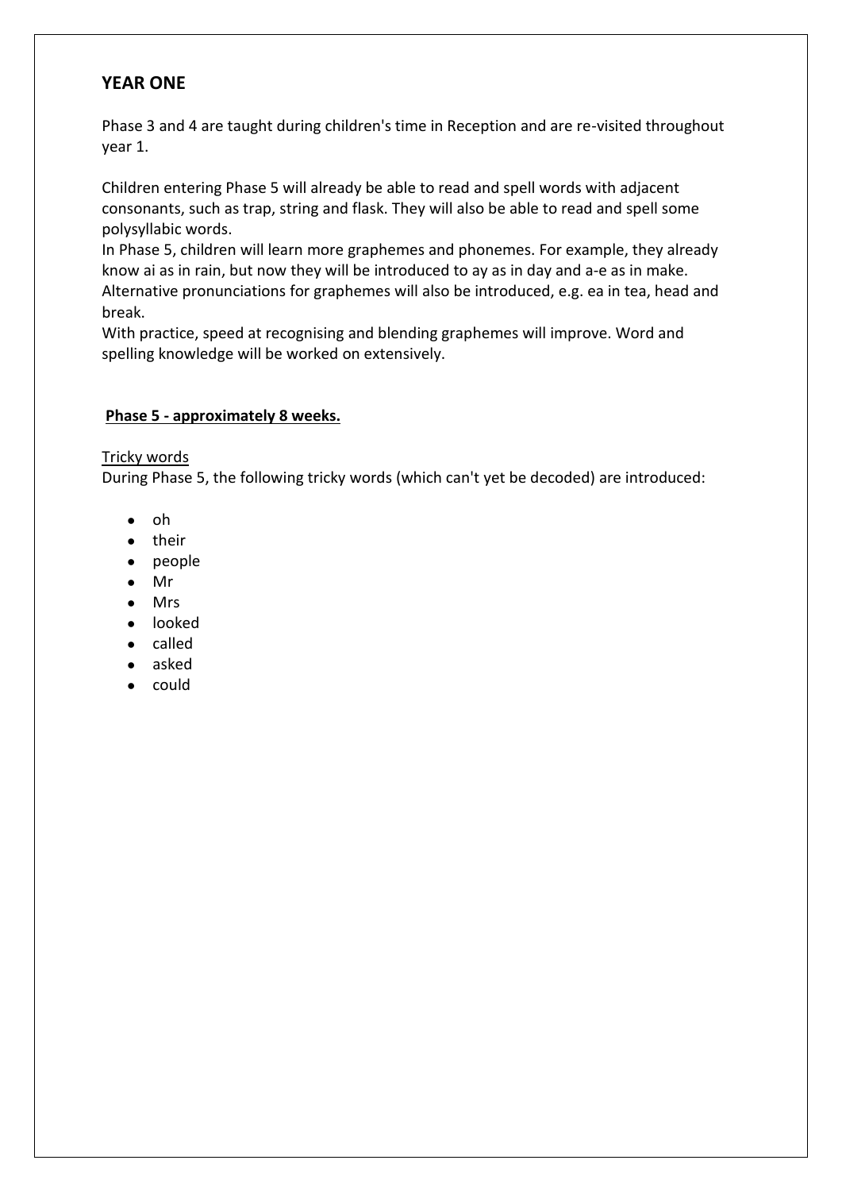## YEAR ONE

Phase 3 and 4 are taught during children's time in Reception and are re-visited throughout year 1.

Children entering Phase 5 will already be able to read and spell words with adjacent consonants, such as trap, string and flask. They will also be able to read and spell some polysyllabic words.

In Phase 5, children will learn more graphemes and phonemes. For example, they already know ai as in rain, but now they will be introduced to ay as in day and a-e as in make. Alternative pronunciations for graphemes will also be introduced, e.g. ea in tea, head and break.

With practice, speed at recognising and blending graphemes will improve. Word and spelling knowledge will be worked on extensively.

**Phase 5 - approximately 8 weeks.**

Tricky words

During Phase 5, the following tricky words (which can't yet be decoded) are introduced:

- oh
- their
- people
- Mr
- Mrs
- looked
- called
- asked
- could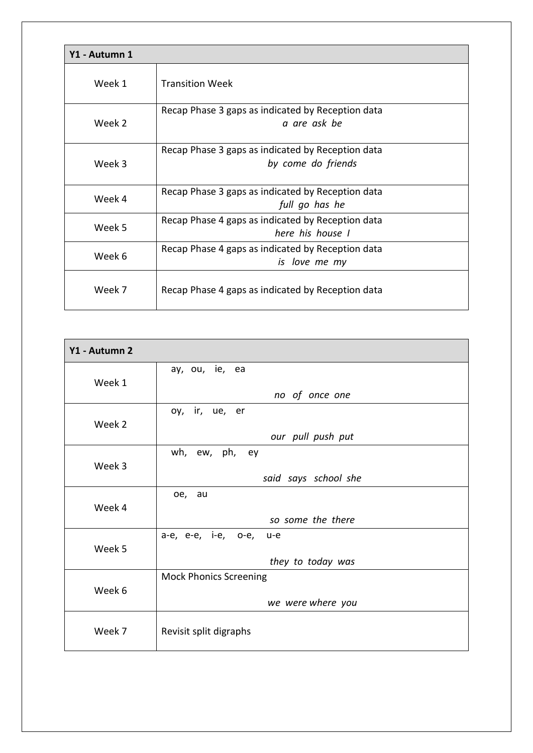| Y1 - Autumn 1 | |
|---|---|
| Week 1 | Transition Week |
| Week 2 | Recap Phase 3 gaps as indicated by Reception data<br>*a are ask be* |
| Week 3 | Recap Phase 3 gaps as indicated by Reception data<br>*by come do friends* |
| Week 4 | Recap Phase 3 gaps as indicated by Reception data<br>*full go has he* |
| Week 5 | Recap Phase 4 gaps as indicated by Reception data<br>*here his house I* |
| Week 6 | Recap Phase 4 gaps as indicated by Reception data<br>*is love me my* |
| Week 7 | Recap Phase 4 gaps as indicated by Reception data |

| Y1 - Autumn 2 | |
|---|---|
| Week 1 | ay, ou, ie, ea<br>*no of once one* |
| Week 2 | oy, ir, ue, er<br>*our pull push put* |
| Week 3 | wh, ew, ph, ey<br>*said says school she* |
| Week 4 | oe, au<br>*so some the there* |
| Week 5 | a-e, e-e, i-e, o-e, u-e<br>*they to today was* |
| Week 6 | Mock Phonics Screening<br>*we were where you* |
| Week 7 | Revisit split digraphs |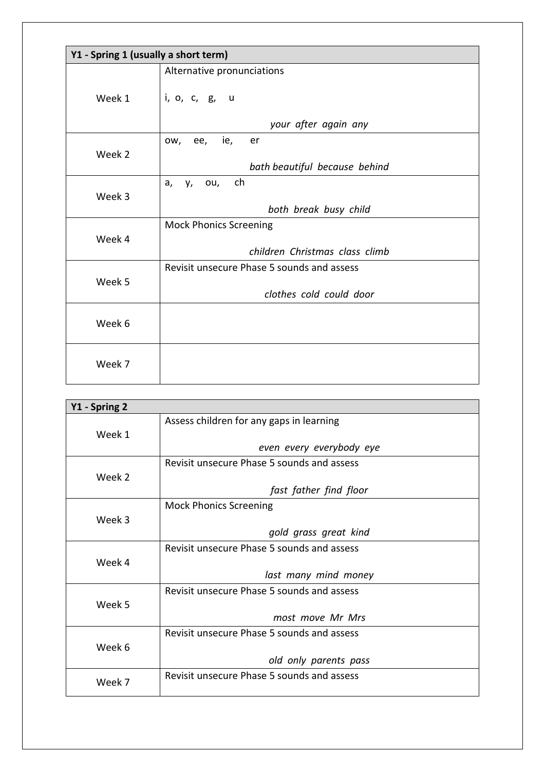| Y1 - Spring 1 (usually a short term) | |
|---|---|
| Week 1 | Alternative pronunciations<br><br>i, o, c, g, u<br><br>*your after again any* |
| Week 2 | ow, ee, ie, er<br><br>*bath beautiful because behind* |
| Week 3 | a, y, ou, ch<br><br>*both break busy child* |
| Week 4 | Mock Phonics Screening<br><br>*children Christmas class climb* |
| Week 5 | Revisit unsecure Phase 5 sounds and assess<br><br>*clothes cold could door* |
| Week 6 | |
| Week 7 | |

| Y1 - Spring 2 | |
|---|---|
| Week 1 | Assess children for any gaps in learning<br><br>*even every everybody eye* |
| Week 2 | Revisit unsecure Phase 5 sounds and assess<br><br>*fast father find floor* |
| Week 3 | Mock Phonics Screening<br><br>*gold grass great kind* |
| Week 4 | Revisit unsecure Phase 5 sounds and assess<br><br>*last many mind money* |
| Week 5 | Revisit unsecure Phase 5 sounds and assess<br><br>*most move Mr Mrs* |
| Week 6 | Revisit unsecure Phase 5 sounds and assess<br><br>*old only parents pass* |
| Week 7 | Revisit unsecure Phase 5 sounds and assess |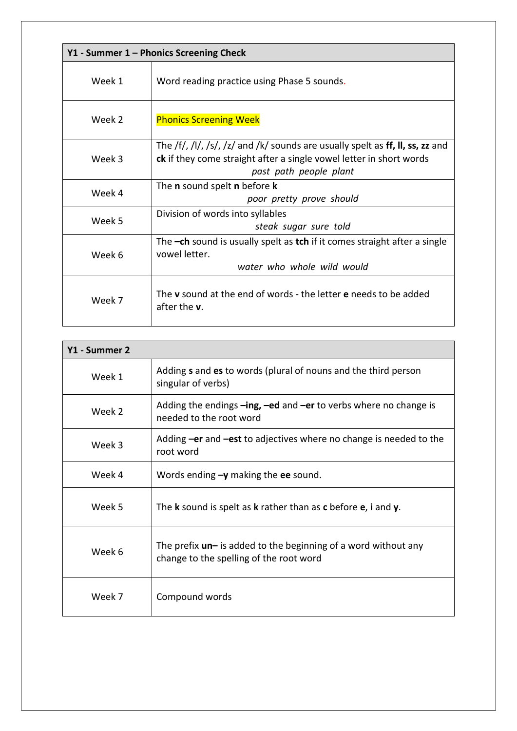| Y1 - Summer 1 – Phonics Screening Check | |
|---|---|
| Week 1 | Word reading practice using Phase 5 sounds. |
| Week 2 | Phonics Screening Week |
| Week 3 | The /f/, /l/, /s/, /z/ and /k/ sounds are usually spelt as **ff, ll, ss, zz** and **ck** if they come straight after a single vowel letter in short words<br>*past path people plant* |
| Week 4 | The **n** sound spelt **n** before **k**<br>*poor pretty prove should* |
| Week 5 | Division of words into syllables<br>*steak sugar sure told* |
| Week 6 | The **–ch** sound is usually spelt as **tch** if it comes straight after a single vowel letter.<br>*water who whole wild would* |
| Week 7 | The **v** sound at the end of words - the letter **e** needs to be added after the **v**. |

| Y1 - Summer 2 | |
|---|---|
| Week 1 | Adding **s** and **es** to words (plural of nouns and the third person singular of verbs) |
| Week 2 | Adding the endings **–ing, –ed** and **–er** to verbs where no change is needed to the root word |
| Week 3 | Adding **–er** and **–est** to adjectives where no change is needed to the root word |
| Week 4 | Words ending **–y** making the **ee** sound. |
| Week 5 | The **k** sound is spelt as **k** rather than as **c** before **e**, **i** and **y**. |
| Week 6 | The prefix **un–** is added to the beginning of a word without any change to the spelling of the root word |
| Week 7 | Compound words |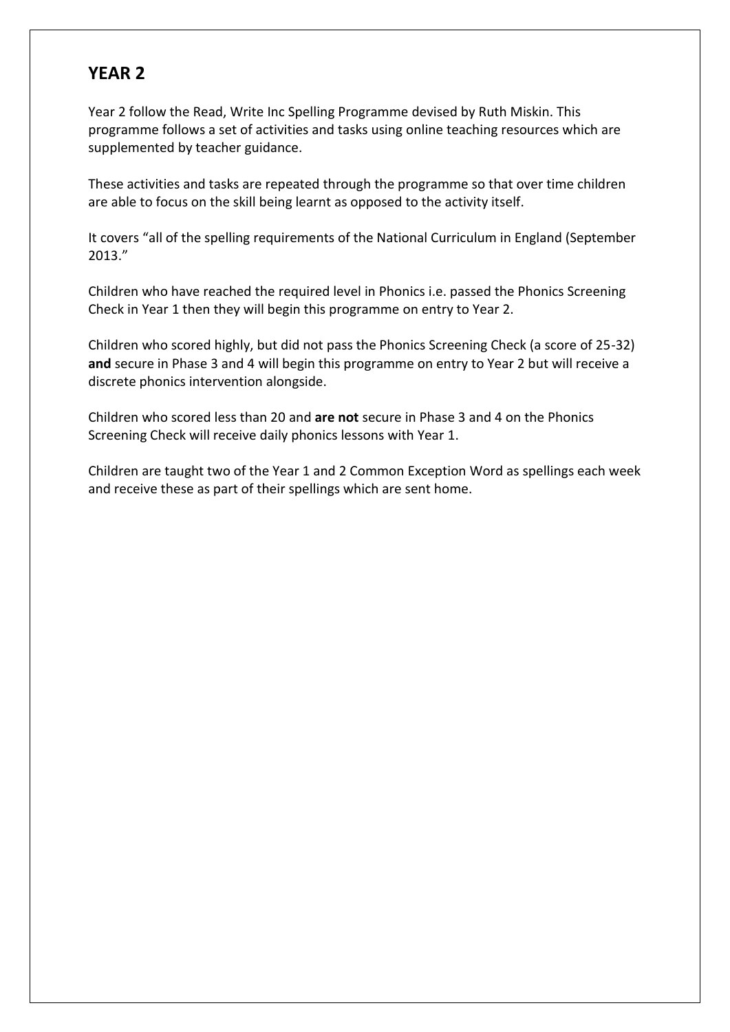## YEAR 2

Year 2 follow the Read, Write Inc Spelling Programme devised by Ruth Miskin. This programme follows a set of activities and tasks using online teaching resources which are supplemented by teacher guidance.

These activities and tasks are repeated through the programme so that over time children are able to focus on the skill being learnt as opposed to the activity itself.

It covers "all of the spelling requirements of the National Curriculum in England (September 2013."

Children who have reached the required level in Phonics i.e. passed the Phonics Screening Check in Year 1 then they will begin this programme on entry to Year 2.

Children who scored highly, but did not pass the Phonics Screening Check (a score of 25-32) **and** secure in Phase 3 and 4 will begin this programme on entry to Year 2 but will receive a discrete phonics intervention alongside.

Children who scored less than 20 and **are not** secure in Phase 3 and 4 on the Phonics Screening Check will receive daily phonics lessons with Year 1.

Children are taught two of the Year 1 and 2 Common Exception Word as spellings each week and receive these as part of their spellings which are sent home.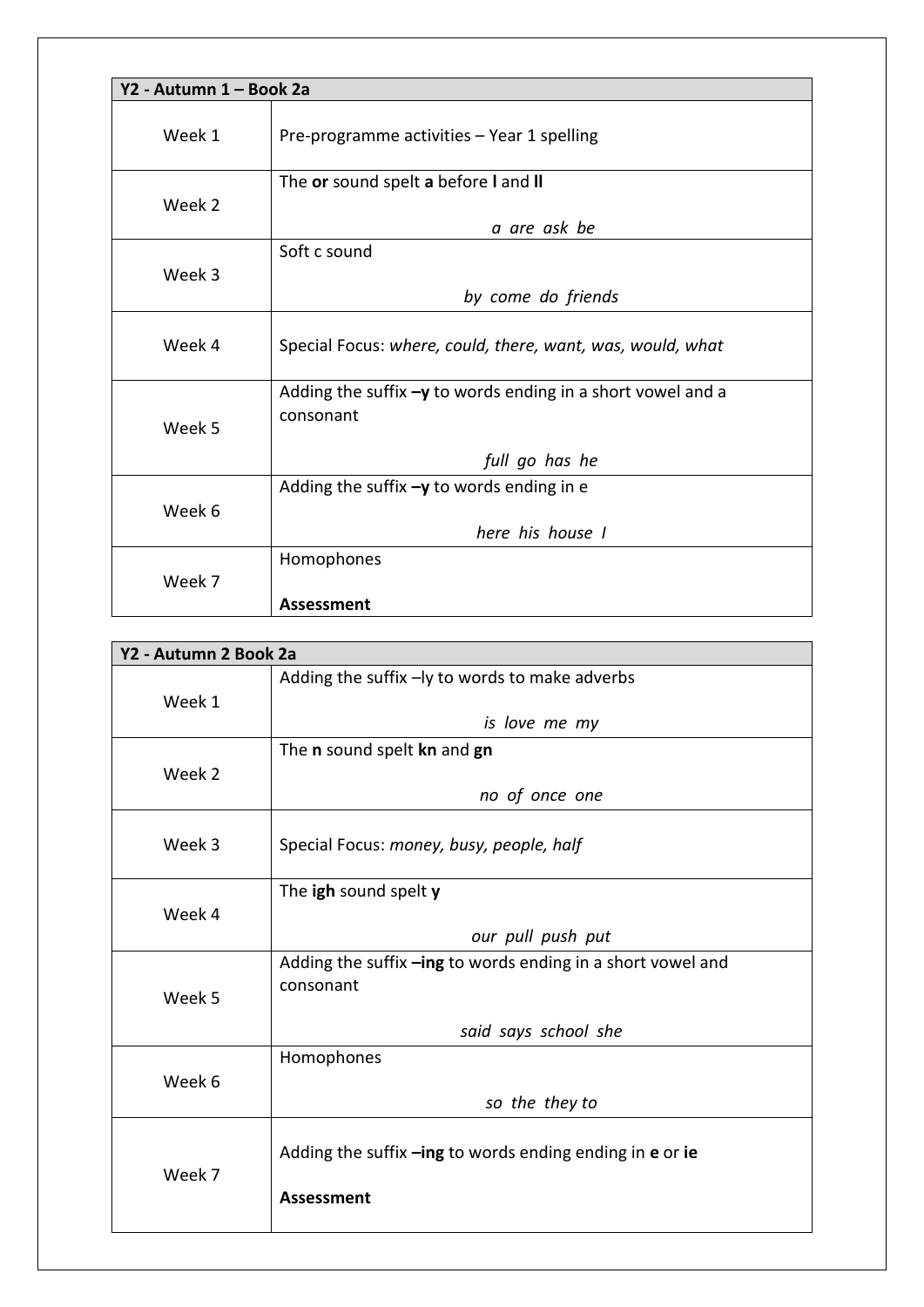| Y2 - Autumn 1 – Book 2a | |
|---|---|
| Week 1 | Pre-programme activities – Year 1 spelling |
| Week 2 | The **or** sound spelt **a** before **l** and **ll** <br> *a are ask be* |
| Week 3 | Soft c sound <br> *by come do friends* |
| Week 4 | Special Focus: *where, could, there, want, was, would, what* |
| Week 5 | Adding the suffix **–y** to words ending in a short vowel and a consonant <br> *full go has he* |
| Week 6 | Adding the suffix **–y** to words ending in e <br> *here his house I* |
| Week 7 | Homophones <br> **Assessment** |

| Y2 - Autumn 2 Book 2a | |
|---|---|
| Week 1 | Adding the suffix –ly to words to make adverbs <br> *is love me my* |
| Week 2 | The **n** sound spelt **kn** and **gn** <br> *no of once one* |
| Week 3 | Special Focus: *money, busy, people, half* |
| Week 4 | The **igh** sound spelt **y** <br> *our pull push put* |
| Week 5 | Adding the suffix **–ing** to words ending in a short vowel and consonant <br> *said says school she* |
| Week 6 | Homophones <br> *so the they to* |
| Week 7 | Adding the suffix **–ing** to words ending ending in **e** or **ie** <br> **Assessment** |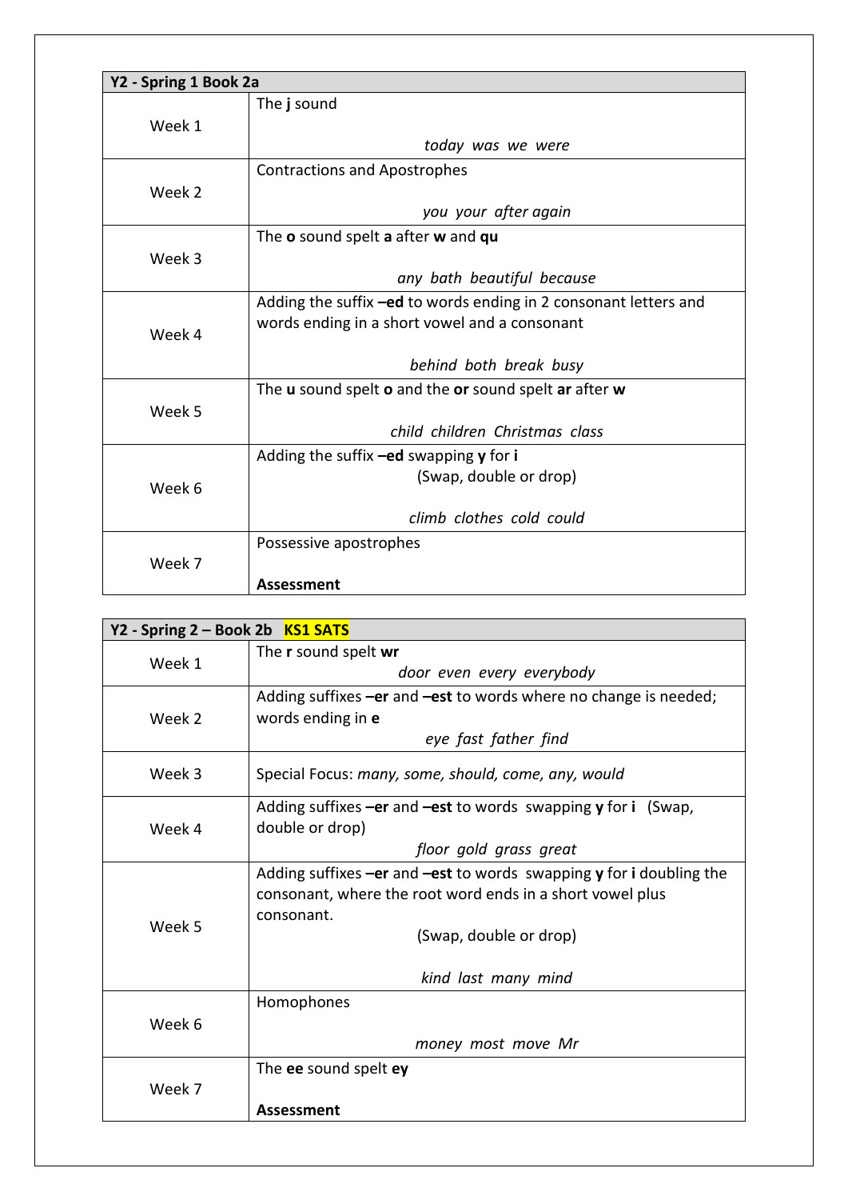| Y2 - Spring 1 Book 2a | |
|---|---|
| Week 1 | The **j** sound<br><br>*today was we were* |
| Week 2 | Contractions and Apostrophes<br><br>*you your after again* |
| Week 3 | The **o** sound spelt **a** after **w** and **qu**<br><br>*any bath beautiful because* |
| Week 4 | Adding the suffix **–ed** to words ending in 2 consonant letters and words ending in a short vowel and a consonant<br><br>*behind both break busy* |
| Week 5 | The **u** sound spelt **o** and the **or** sound spelt **ar** after **w**<br><br>*child children Christmas class* |
| Week 6 | Adding the suffix **–ed** swapping **y** for **i**<br>(Swap, double or drop)<br><br>*climb clothes cold could* |
| Week 7 | Possessive apostrophes<br><br>**Assessment** |

| Y2 - Spring 2 – Book 2b **KS1 SATS** | |
|---|---|
| Week 1 | The **r** sound spelt **wr**<br>*door even every everybody* |
| Week 2 | Adding suffixes **–er** and **–est** to words where no change is needed; words ending in **e**<br>*eye fast father find* |
| Week 3 | Special Focus: *many, some, should, come, any, would* |
| Week 4 | Adding suffixes **–er** and **–est** to words swapping **y** for **i** (Swap, double or drop)<br>*floor gold grass great* |
| Week 5 | Adding suffixes **–er** and **–est** to words swapping **y** for **i** doubling the consonant, where the root word ends in a short vowel plus consonant.<br>(Swap, double or drop)<br><br>*kind last many mind* |
| Week 6 | Homophones<br><br>*money most move Mr* |
| Week 7 | The **ee** sound spelt **ey**<br><br>**Assessment** |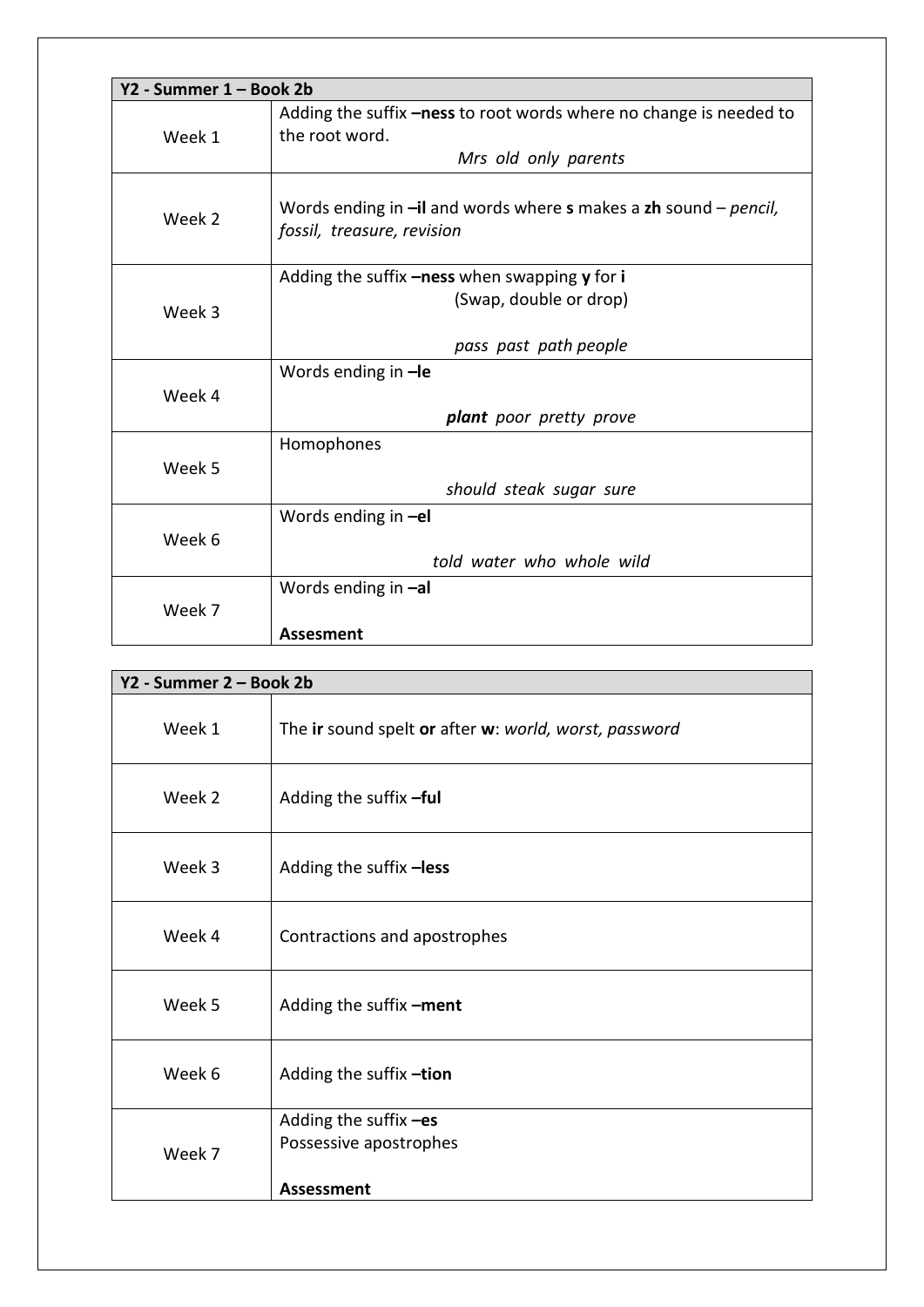| Y2 - Summer 1 – Book 2b | |
|---|---|
| Week 1 | Adding the suffix **–ness** to root words where no change is needed to the root word. *Mrs old only parents* |
| Week 2 | Words ending in **–il** and words where **s** makes a **zh** sound – *pencil, fossil, treasure, revision* |
| Week 3 | Adding the suffix **–ness** when swapping **y** for **i** (Swap, double or drop) *pass past path people* |
| Week 4 | Words ending in **–le** ***plant*** *poor pretty prove* |
| Week 5 | Homophones *should steak sugar sure* |
| Week 6 | Words ending in **–el** *told water who whole wild* |
| Week 7 | Words ending in **–al** **Assesment** |

| Y2 - Summer 2 – Book 2b | |
|---|---|
| Week 1 | The **ir** sound spelt **or** after **w**: *world, worst, password* |
| Week 2 | Adding the suffix **–ful** |
| Week 3 | Adding the suffix **–less** |
| Week 4 | Contractions and apostrophes |
| Week 5 | Adding the suffix **–ment** |
| Week 6 | Adding the suffix **–tion** |
| Week 7 | Adding the suffix **–es** Possessive apostrophes **Assessment** |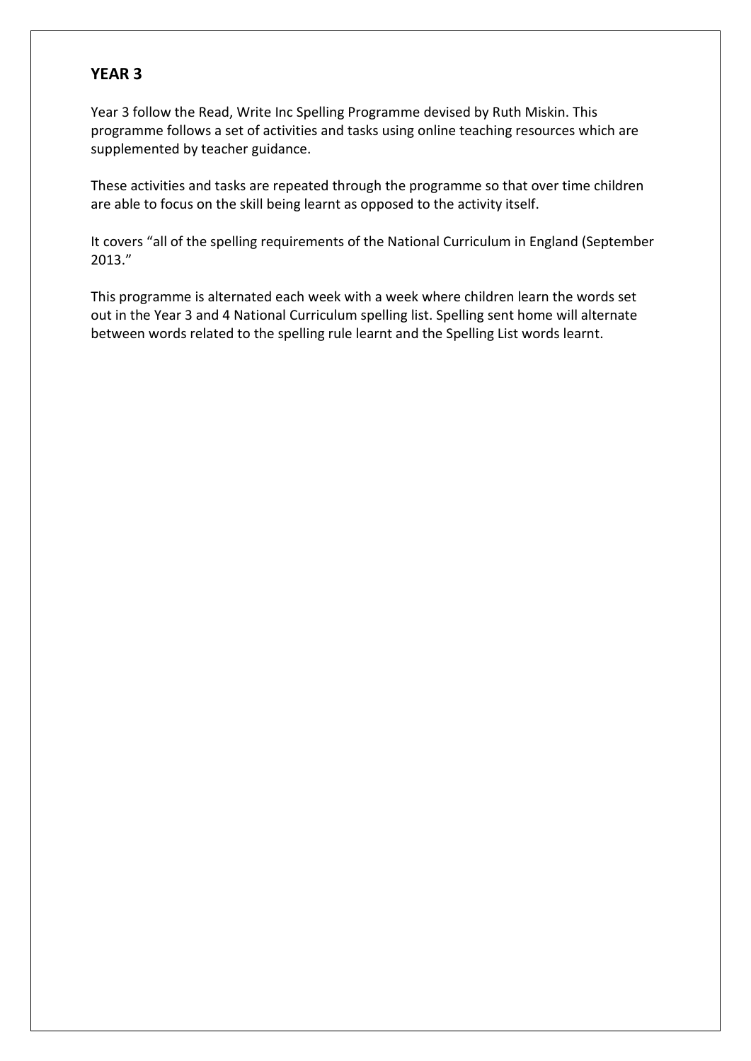## YEAR 3

Year 3 follow the Read, Write Inc Spelling Programme devised by Ruth Miskin. This programme follows a set of activities and tasks using online teaching resources which are supplemented by teacher guidance.

These activities and tasks are repeated through the programme so that over time children are able to focus on the skill being learnt as opposed to the activity itself.

It covers "all of the spelling requirements of the National Curriculum in England (September 2013."

This programme is alternated each week with a week where children learn the words set out in the Year 3 and 4 National Curriculum spelling list. Spelling sent home will alternate between words related to the spelling rule learnt and the Spelling List words learnt.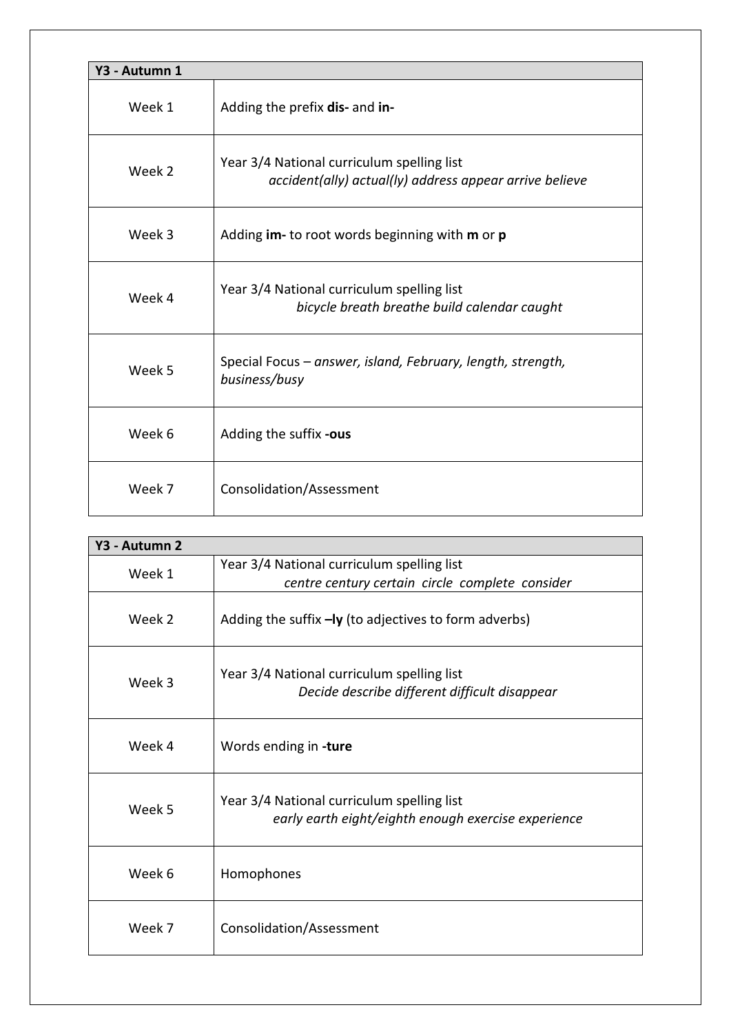| Y3 - Autumn 1 | |
|---|---|
| Week 1 | Adding the prefix **dis-** and **in-** |
| Week 2 | Year 3/4 National curriculum spelling list<br>*accident(ally) actual(ly) address appear arrive believe* |
| Week 3 | Adding **im-** to root words beginning with **m** or **p** |
| Week 4 | Year 3/4 National curriculum spelling list<br>*bicycle breath breathe build calendar caught* |
| Week 5 | Special Focus – *answer, island, February, length, strength, business/busy* |
| Week 6 | Adding the suffix **-ous** |
| Week 7 | Consolidation/Assessment |

| Y3 - Autumn 2 | |
|---|---|
| Week 1 | Year 3/4 National curriculum spelling list<br>*centre century certain circle complete consider* |
| Week 2 | Adding the suffix **–ly** (to adjectives to form adverbs) |
| Week 3 | Year 3/4 National curriculum spelling list<br>*Decide describe different difficult disappear* |
| Week 4 | Words ending in **-ture** |
| Week 5 | Year 3/4 National curriculum spelling list<br>*early earth eight/eighth enough exercise experience* |
| Week 6 | Homophones |
| Week 7 | Consolidation/Assessment |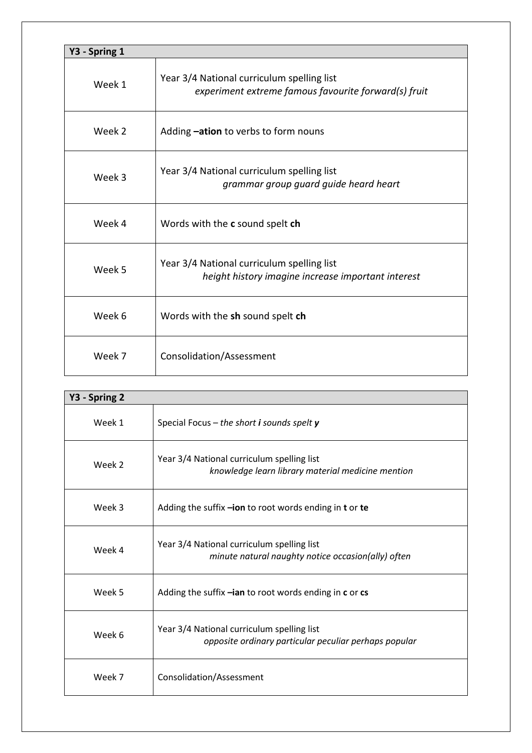| Y3 - Spring 1 | |
| --- | --- |
| Week 1 | Year 3/4 National curriculum spelling list<br>*experiment extreme famous favourite forward(s) fruit* |
| Week 2 | Adding **–ation** to verbs to form nouns |
| Week 3 | Year 3/4 National curriculum spelling list<br>*grammar group guard guide heard heart* |
| Week 4 | Words with the **c** sound spelt **ch** |
| Week 5 | Year 3/4 National curriculum spelling list<br>*height history imagine increase important interest* |
| Week 6 | Words with the **sh** sound spelt **ch** |
| Week 7 | Consolidation/Assessment |

| Y3 - Spring 2 | |
| --- | --- |
| Week 1 | Special Focus – *the short **i** sounds spelt **y*** |
| Week 2 | Year 3/4 National curriculum spelling list<br>*knowledge learn library material medicine mention* |
| Week 3 | Adding the suffix **–ion** to root words ending in **t** or **te** |
| Week 4 | Year 3/4 National curriculum spelling list<br>*minute natural naughty notice occasion(ally) often* |
| Week 5 | Adding the suffix **–ian** to root words ending in **c** or **cs** |
| Week 6 | Year 3/4 National curriculum spelling list<br>*opposite ordinary particular peculiar perhaps popular* |
| Week 7 | Consolidation/Assessment |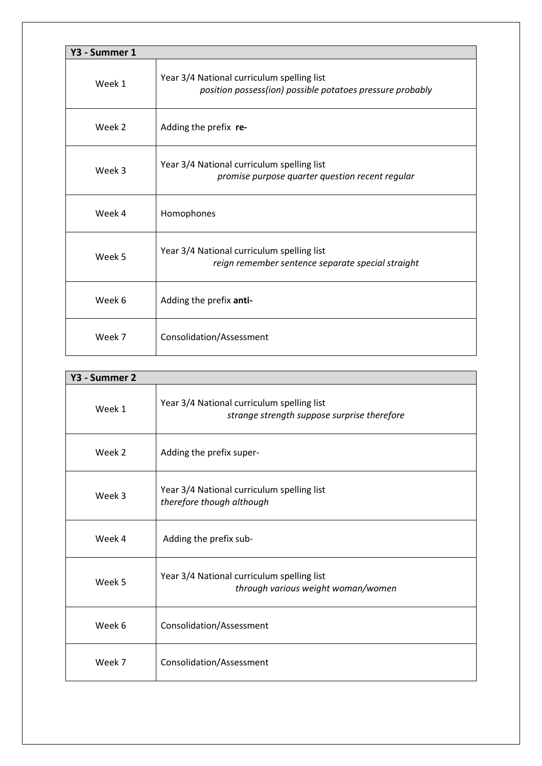| Y3 - Summer 1 | |
|---|---|
| Week 1 | Year 3/4 National curriculum spelling list *position possess(ion) possible potatoes pressure probably* |
| Week 2 | Adding the prefix **re-** |
| Week 3 | Year 3/4 National curriculum spelling list *promise purpose quarter question recent regular* |
| Week 4 | Homophones |
| Week 5 | Year 3/4 National curriculum spelling list *reign remember sentence separate special straight* |
| Week 6 | Adding the prefix **anti-** |
| Week 7 | Consolidation/Assessment |

| Y3 - Summer 2 | |
|---|---|
| Week 1 | Year 3/4 National curriculum spelling list *strange strength suppose surprise therefore* |
| Week 2 | Adding the prefix super- |
| Week 3 | Year 3/4 National curriculum spelling list *therefore though although* |
| Week 4 | Adding the prefix sub- |
| Week 5 | Year 3/4 National curriculum spelling list *through various weight woman/women* |
| Week 6 | Consolidation/Assessment |
| Week 7 | Consolidation/Assessment |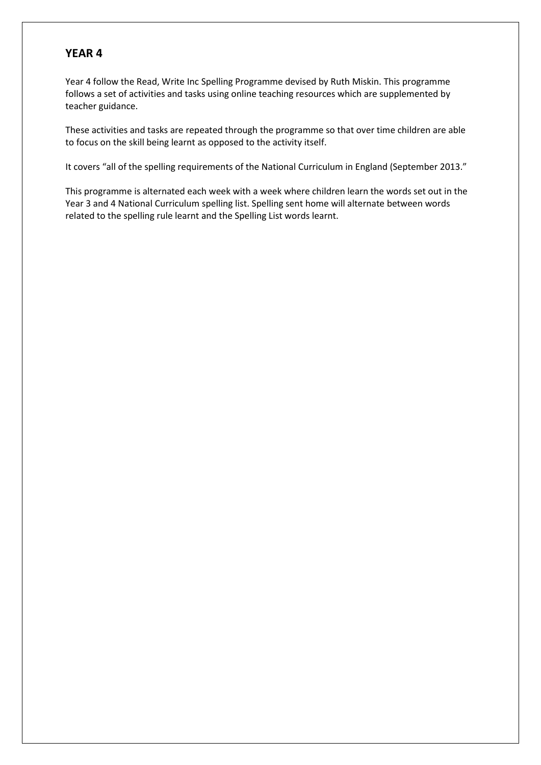## YEAR 4

Year 4 follow the Read, Write Inc Spelling Programme devised by Ruth Miskin. This programme follows a set of activities and tasks using online teaching resources which are supplemented by teacher guidance.

These activities and tasks are repeated through the programme so that over time children are able to focus on the skill being learnt as opposed to the activity itself.

It covers "all of the spelling requirements of the National Curriculum in England (September 2013."

This programme is alternated each week with a week where children learn the words set out in the Year 3 and 4 National Curriculum spelling list. Spelling sent home will alternate between words related to the spelling rule learnt and the Spelling List words learnt.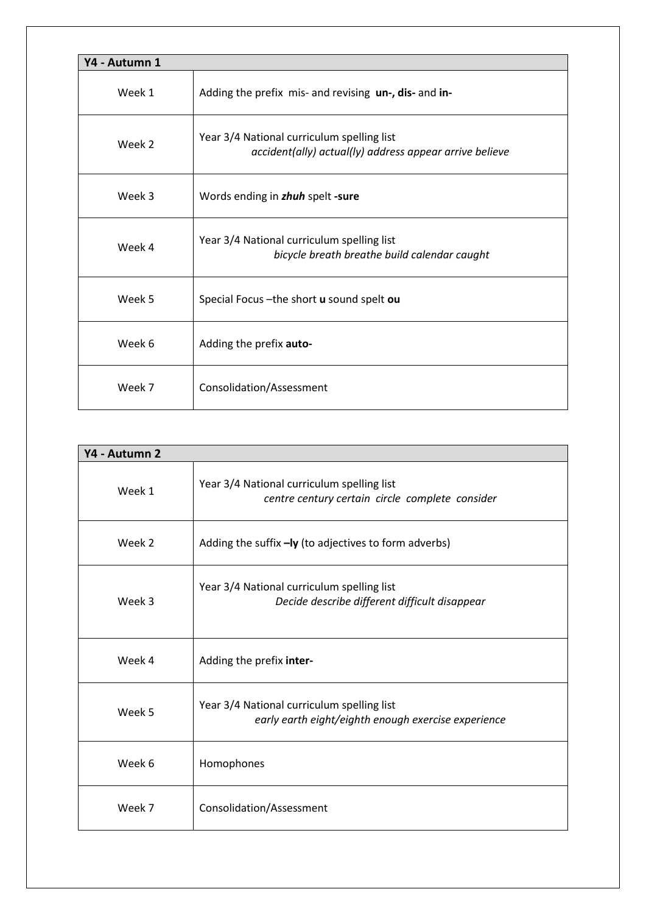| Y4 - Autumn 1 | |
|---|---|
| Week 1 | Adding the prefix mis- and revising **un-, dis-** and **in-** |
| Week 2 | Year 3/4 National curriculum spelling list<br>*accident(ally) actual(ly) address appear arrive believe* |
| Week 3 | Words ending in ***zhuh*** spelt **-sure** |
| Week 4 | Year 3/4 National curriculum spelling list<br>*bicycle breath breathe build calendar caught* |
| Week 5 | Special Focus –the short **u** sound spelt **ou** |
| Week 6 | Adding the prefix **auto-** |
| Week 7 | Consolidation/Assessment |

| Y4 - Autumn 2 | |
|---|---|
| Week 1 | Year 3/4 National curriculum spelling list<br>*centre century certain circle complete consider* |
| Week 2 | Adding the suffix **–ly** (to adjectives to form adverbs) |
| Week 3 | Year 3/4 National curriculum spelling list<br>*Decide describe different difficult disappear* |
| Week 4 | Adding the prefix **inter-** |
| Week 5 | Year 3/4 National curriculum spelling list<br>*early earth eight/eighth enough exercise experience* |
| Week 6 | Homophones |
| Week 7 | Consolidation/Assessment |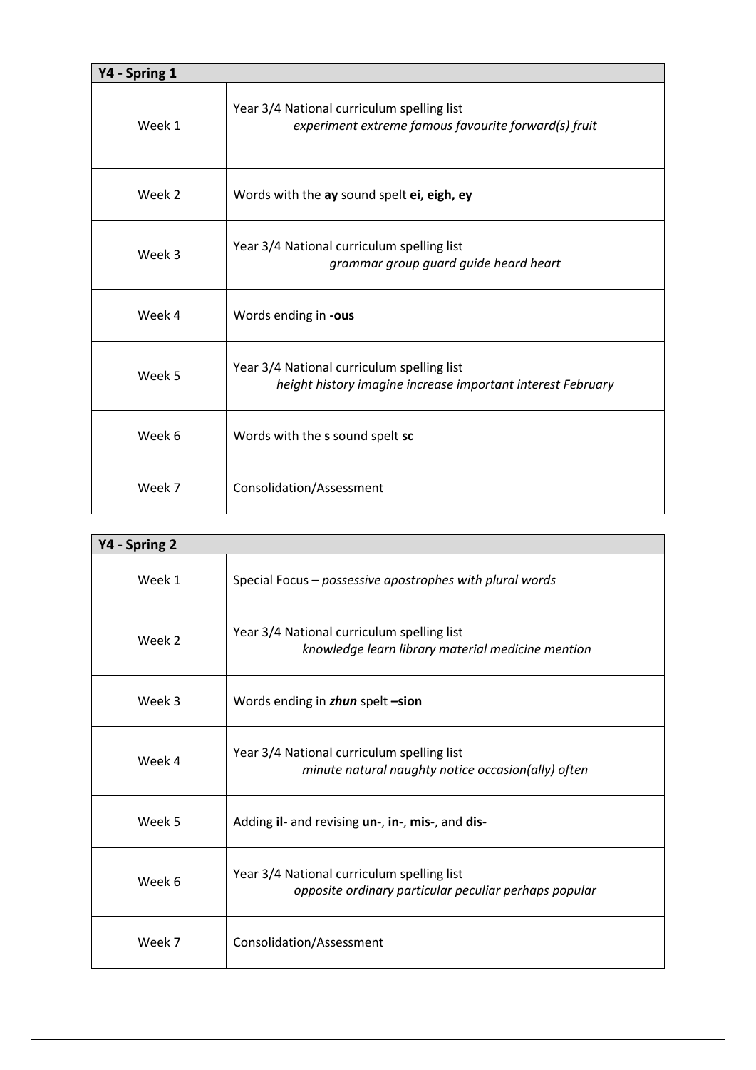| Y4 - Spring 1 | |
|---|---|
| Week 1 | Year 3/4 National curriculum spelling list<br>*experiment extreme famous favourite forward(s) fruit* |
| Week 2 | Words with the **ay** sound spelt **ei, eigh, ey** |
| Week 3 | Year 3/4 National curriculum spelling list<br>*grammar group guard guide heard heart* |
| Week 4 | Words ending in **-ous** |
| Week 5 | Year 3/4 National curriculum spelling list<br>*height history imagine increase important interest February* |
| Week 6 | Words with the **s** sound spelt **sc** |
| Week 7 | Consolidation/Assessment |

| Y4 - Spring 2 | |
|---|---|
| Week 1 | Special Focus – *possessive apostrophes with plural words* |
| Week 2 | Year 3/4 National curriculum spelling list<br>*knowledge learn library material medicine mention* |
| Week 3 | Words ending in ***zhun*** spelt **–sion** |
| Week 4 | Year 3/4 National curriculum spelling list<br>*minute natural naughty notice occasion(ally) often* |
| Week 5 | Adding **il-** and revising **un-**, **in-**, **mis-**, and **dis-** |
| Week 6 | Year 3/4 National curriculum spelling list<br>*opposite ordinary particular peculiar perhaps popular* |
| Week 7 | Consolidation/Assessment |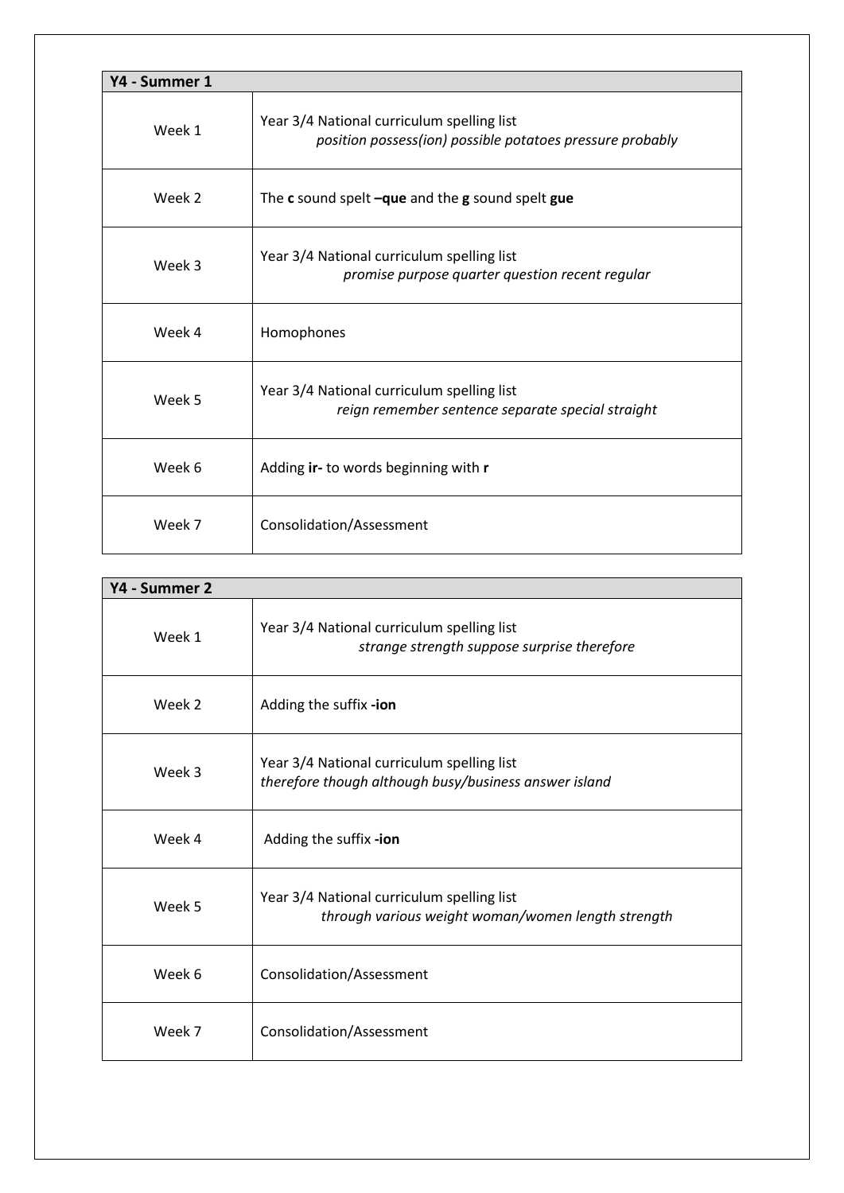| Y4 - Summer 1 | |
|---|---|
| Week 1 | Year 3/4 National curriculum spelling list<br>*position possess(ion) possible potatoes pressure probably* |
| Week 2 | The **c** sound spelt **–que** and the **g** sound spelt **gue** |
| Week 3 | Year 3/4 National curriculum spelling list<br>*promise purpose quarter question recent regular* |
| Week 4 | Homophones |
| Week 5 | Year 3/4 National curriculum spelling list<br>*reign remember sentence separate special straight* |
| Week 6 | Adding **ir-** to words beginning with **r** |
| Week 7 | Consolidation/Assessment |

| Y4 - Summer 2 | |
|---|---|
| Week 1 | Year 3/4 National curriculum spelling list<br>*strange strength suppose surprise therefore* |
| Week 2 | Adding the suffix **-ion** |
| Week 3 | Year 3/4 National curriculum spelling list<br>*therefore though although busy/business answer island* |
| Week 4 | Adding the suffix **-ion** |
| Week 5 | Year 3/4 National curriculum spelling list<br>*through various weight woman/women length strength* |
| Week 6 | Consolidation/Assessment |
| Week 7 | Consolidation/Assessment |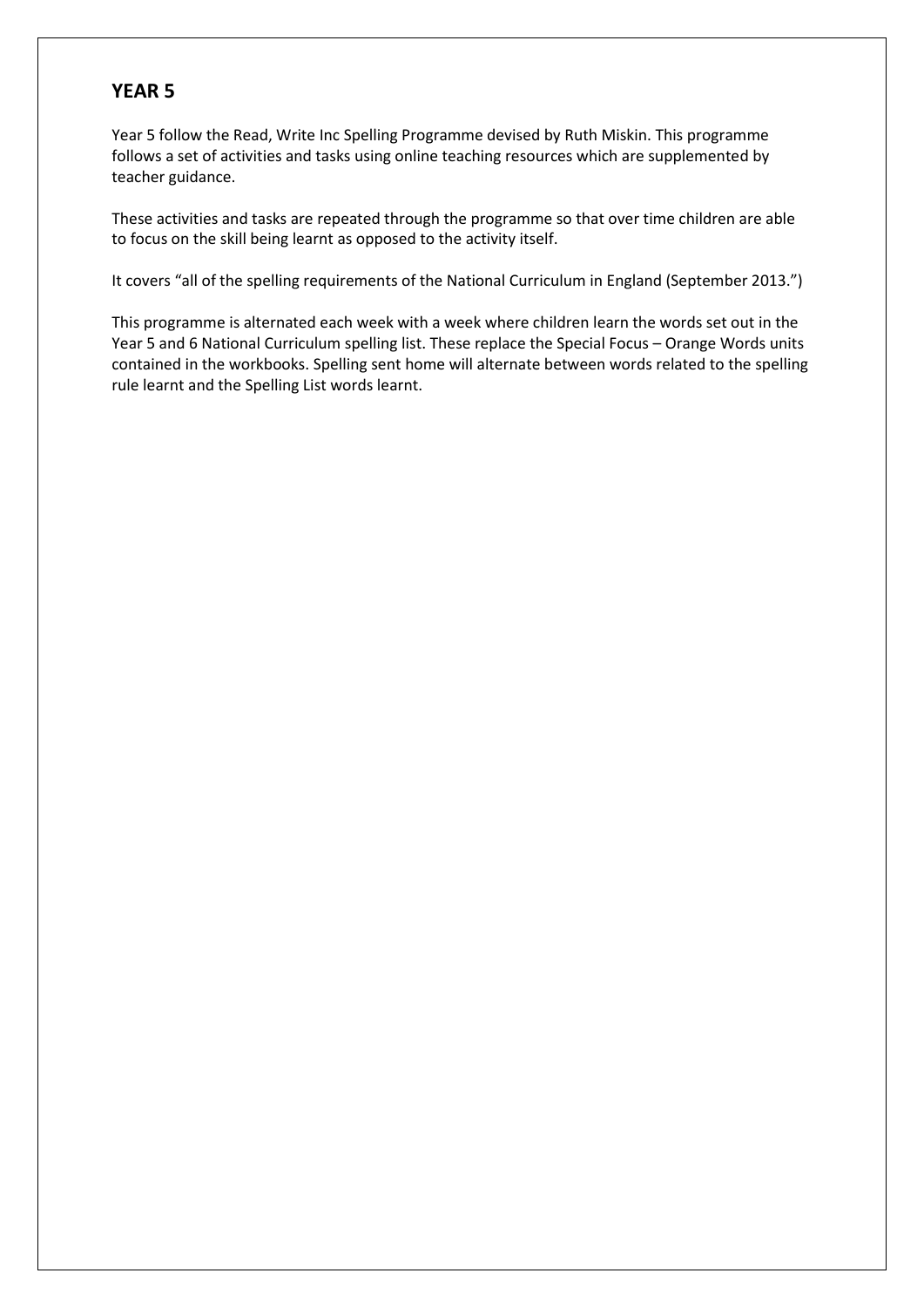## YEAR 5

Year 5 follow the Read, Write Inc Spelling Programme devised by Ruth Miskin. This programme follows a set of activities and tasks using online teaching resources which are supplemented by teacher guidance.

These activities and tasks are repeated through the programme so that over time children are able to focus on the skill being learnt as opposed to the activity itself.

It covers "all of the spelling requirements of the National Curriculum in England (September 2013.")

This programme is alternated each week with a week where children learn the words set out in the Year 5 and 6 National Curriculum spelling list. These replace the Special Focus – Orange Words units contained in the workbooks. Spelling sent home will alternate between words related to the spelling rule learnt and the Spelling List words learnt.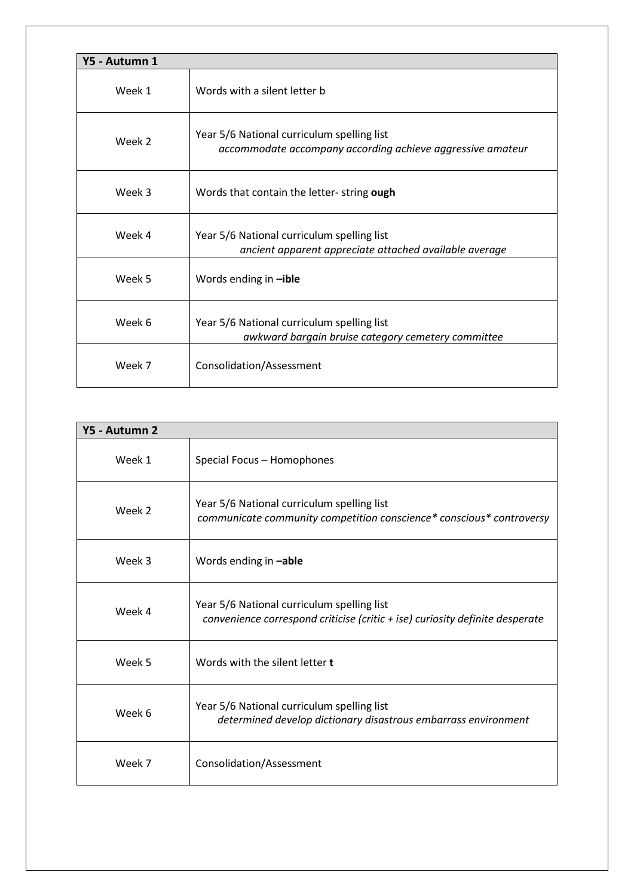| Y5 - Autumn 1 | |
|---|---|
| Week 1 | Words with a silent letter b |
| Week 2 | Year 5/6 National curriculum spelling list *accommodate accompany according achieve aggressive amateur* |
| Week 3 | Words that contain the letter- string **ough** |
| Week 4 | Year 5/6 National curriculum spelling list *ancient apparent appreciate attached available average* |
| Week 5 | Words ending in **–ible** |
| Week 6 | Year 5/6 National curriculum spelling list *awkward bargain bruise category cemetery committee* |
| Week 7 | Consolidation/Assessment |

| Y5 - Autumn 2 | |
|---|---|
| Week 1 | Special Focus – Homophones |
| Week 2 | Year 5/6 National curriculum spelling list *communicate community competition conscience* conscious* controversy* |
| Week 3 | Words ending in **–able** |
| Week 4 | Year 5/6 National curriculum spelling list *convenience correspond criticise (critic + ise) curiosity definite desperate* |
| Week 5 | Words with the silent letter **t** |
| Week 6 | Year 5/6 National curriculum spelling list *determined develop dictionary disastrous embarrass environment* |
| Week 7 | Consolidation/Assessment |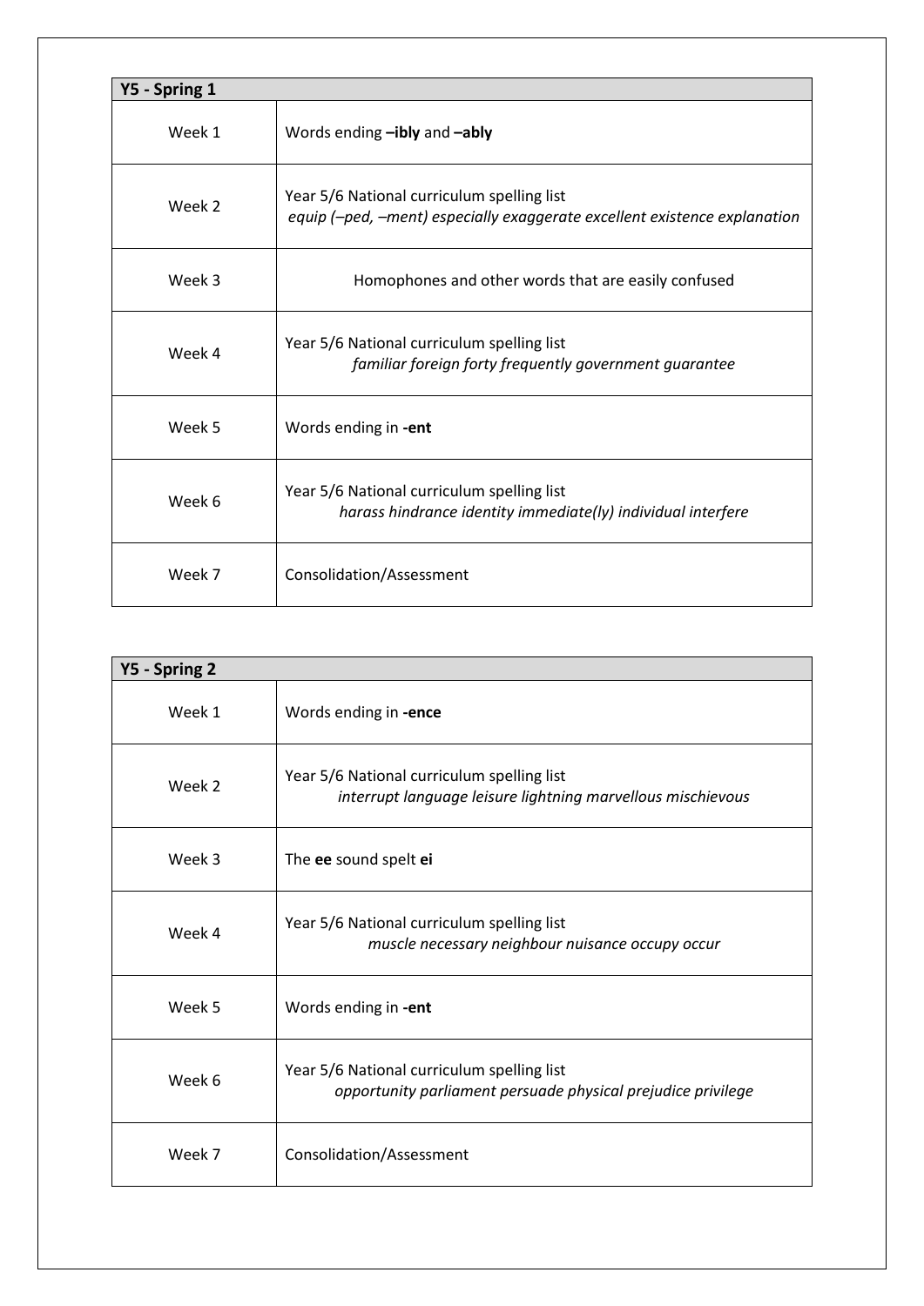| Y5 - Spring 1 | |
|---|---|
| Week 1 | Words ending **–ibly** and **–ably** |
| Week 2 | Year 5/6 National curriculum spelling list<br>*equip (–ped, –ment) especially exaggerate excellent existence explanation* |
| Week 3 | Homophones and other words that are easily confused |
| Week 4 | Year 5/6 National curriculum spelling list<br>*familiar foreign forty frequently government guarantee* |
| Week 5 | Words ending in **-ent** |
| Week 6 | Year 5/6 National curriculum spelling list<br>*harass hindrance identity immediate(ly) individual interfere* |
| Week 7 | Consolidation/Assessment |

| Y5 - Spring 2 | |
|---|---|
| Week 1 | Words ending in **-ence** |
| Week 2 | Year 5/6 National curriculum spelling list<br>*interrupt language leisure lightning marvellous mischievous* |
| Week 3 | The **ee** sound spelt **ei** |
| Week 4 | Year 5/6 National curriculum spelling list<br>*muscle necessary neighbour nuisance occupy occur* |
| Week 5 | Words ending in **-ent** |
| Week 6 | Year 5/6 National curriculum spelling list<br>*opportunity parliament persuade physical prejudice privilege* |
| Week 7 | Consolidation/Assessment |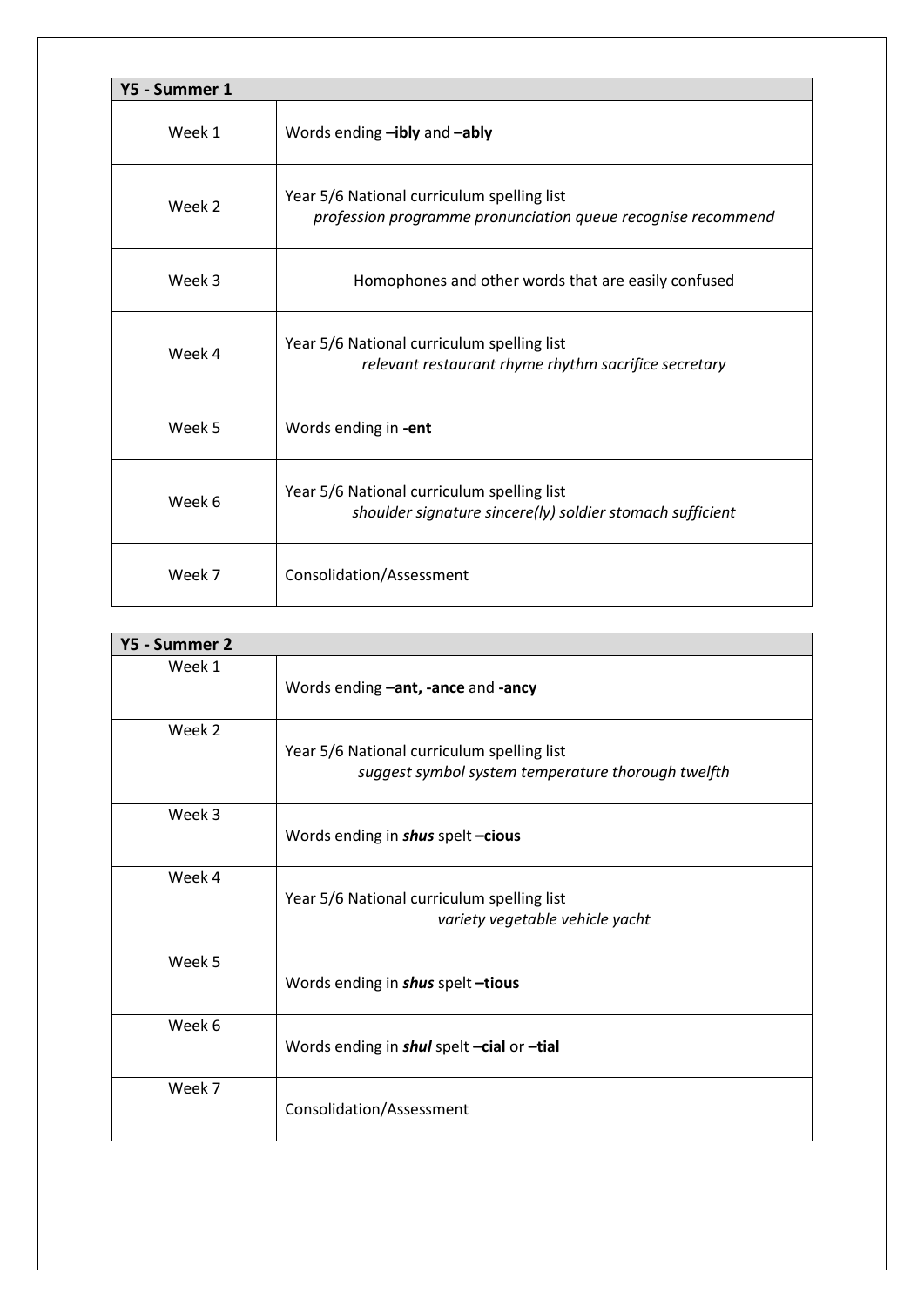| Y5 - Summer 1 | |
|---|---|
| Week 1 | Words ending **–ibly** and **–ably** |
| Week 2 | Year 5/6 National curriculum spelling list<br>*profession programme pronunciation queue recognise recommend* |
| Week 3 | Homophones and other words that are easily confused |
| Week 4 | Year 5/6 National curriculum spelling list<br>*relevant restaurant rhyme rhythm sacrifice secretary* |
| Week 5 | Words ending in **-ent** |
| Week 6 | Year 5/6 National curriculum spelling list<br>*shoulder signature sincere(ly) soldier stomach sufficient* |
| Week 7 | Consolidation/Assessment |

| Y5 - Summer 2 | |
|---|---|
| Week 1 | Words ending **–ant, -ance** and **-ancy** |
| Week 2 | Year 5/6 National curriculum spelling list<br>*suggest symbol system temperature thorough twelfth* |
| Week 3 | Words ending in ***shus*** spelt **–cious** |
| Week 4 | Year 5/6 National curriculum spelling list<br>*variety vegetable vehicle yacht* |
| Week 5 | Words ending in ***shus*** spelt **–tious** |
| Week 6 | Words ending in ***shul*** spelt **–cial** or **–tial** |
| Week 7 | Consolidation/Assessment |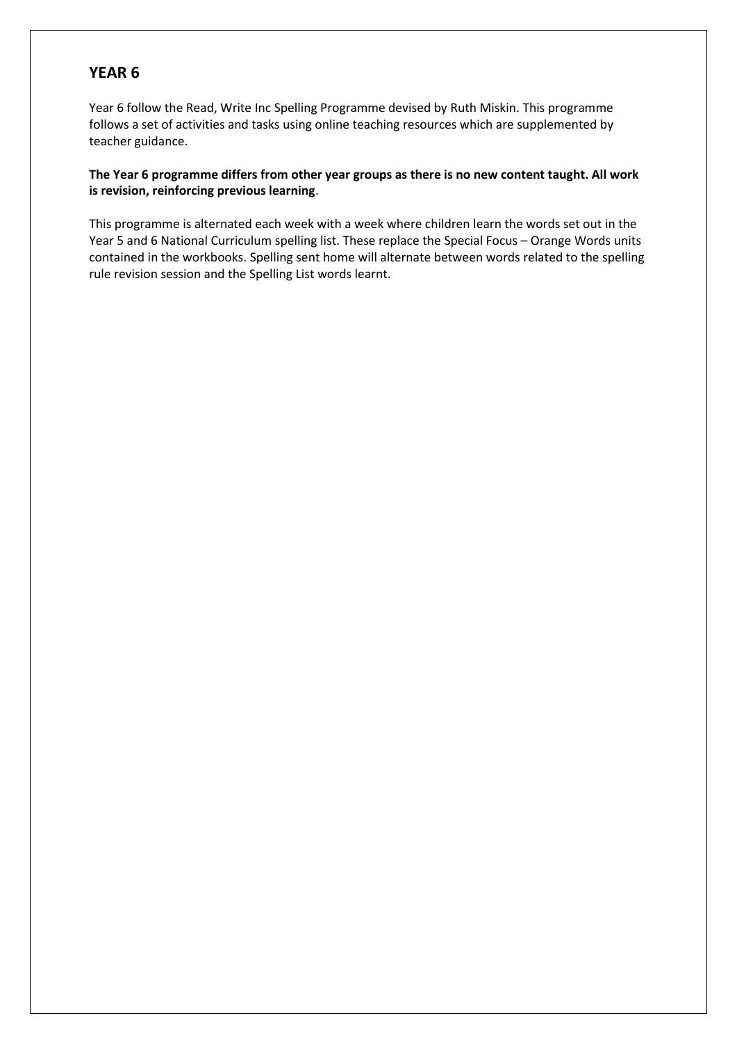## YEAR 6

Year 6 follow the Read, Write Inc Spelling Programme devised by Ruth Miskin. This programme follows a set of activities and tasks using online teaching resources which are supplemented by teacher guidance.

**The Year 6 programme differs from other year groups as there is no new content taught. All work is revision, reinforcing previous learning**.

This programme is alternated each week with a week where children learn the words set out in the Year 5 and 6 National Curriculum spelling list. These replace the Special Focus – Orange Words units contained in the workbooks. Spelling sent home will alternate between words related to the spelling rule revision session and the Spelling List words learnt.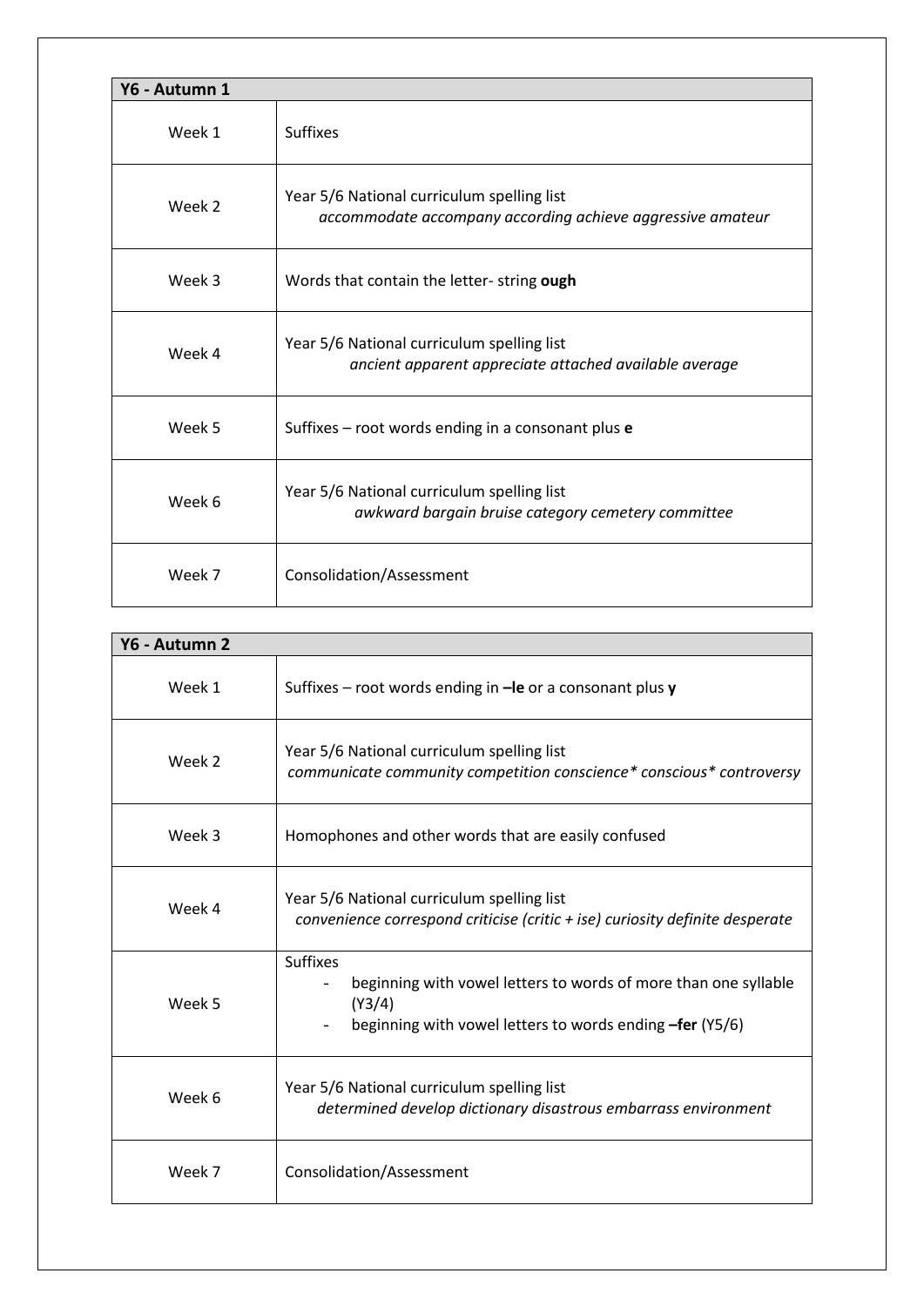| Y6 - Autumn 1 | |
|---|---|
| Week 1 | Suffixes |
| Week 2 | Year 5/6 National curriculum spelling list<br>*accommodate accompany according achieve aggressive amateur* |
| Week 3 | Words that contain the letter- string **ough** |
| Week 4 | Year 5/6 National curriculum spelling list<br>*ancient apparent appreciate attached available average* |
| Week 5 | Suffixes – root words ending in a consonant plus **e** |
| Week 6 | Year 5/6 National curriculum spelling list<br>*awkward bargain bruise category cemetery committee* |
| Week 7 | Consolidation/Assessment |

| Y6 - Autumn 2 | |
|---|---|
| Week 1 | Suffixes – root words ending in **–le** or a consonant plus **y** |
| Week 2 | Year 5/6 National curriculum spelling list<br>*communicate community competition conscience* conscious* controversy* |
| Week 3 | Homophones and other words that are easily confused |
| Week 4 | Year 5/6 National curriculum spelling list<br>*convenience correspond criticise (critic + ise) curiosity definite desperate* |
| Week 5 | Suffixes<br>- beginning with vowel letters to words of more than one syllable (Y3/4)<br>- beginning with vowel letters to words ending **–fer** (Y5/6) |
| Week 6 | Year 5/6 National curriculum spelling list<br>*determined develop dictionary disastrous embarrass environment* |
| Week 7 | Consolidation/Assessment |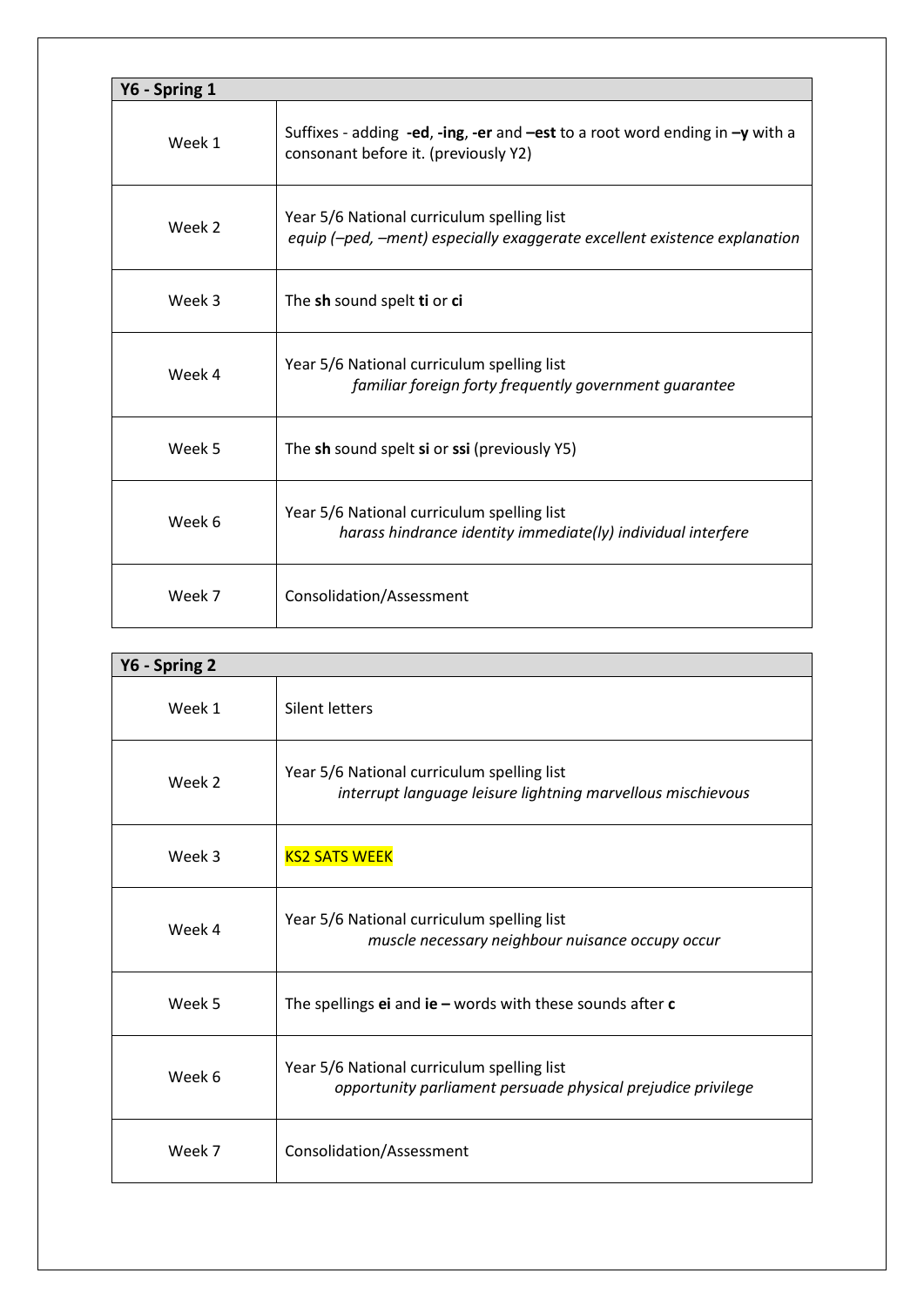| Y6 - Spring 1 | |
|---|---|
| Week 1 | Suffixes - adding **-ed**, **-ing**, **-er** and **–est** to a root word ending in **–y** with a consonant before it. (previously Y2) |
| Week 2 | Year 5/6 National curriculum spelling list<br>*equip (–ped, –ment) especially exaggerate excellent existence explanation* |
| Week 3 | The **sh** sound spelt **ti** or **ci** |
| Week 4 | Year 5/6 National curriculum spelling list<br>*familiar foreign forty frequently government guarantee* |
| Week 5 | The **sh** sound spelt **si** or **ssi** (previously Y5) |
| Week 6 | Year 5/6 National curriculum spelling list<br>*harass hindrance identity immediate(ly) individual interfere* |
| Week 7 | Consolidation/Assessment |

| Y6 - Spring 2 | |
|---|---|
| Week 1 | Silent letters |
| Week 2 | Year 5/6 National curriculum spelling list<br>*interrupt language leisure lightning marvellous mischievous* |
| Week 3 | KS2 SATS WEEK |
| Week 4 | Year 5/6 National curriculum spelling list<br>*muscle necessary neighbour nuisance occupy occur* |
| Week 5 | The spellings **ei** and **ie –** words with these sounds after **c** |
| Week 6 | Year 5/6 National curriculum spelling list<br>*opportunity parliament persuade physical prejudice privilege* |
| Week 7 | Consolidation/Assessment |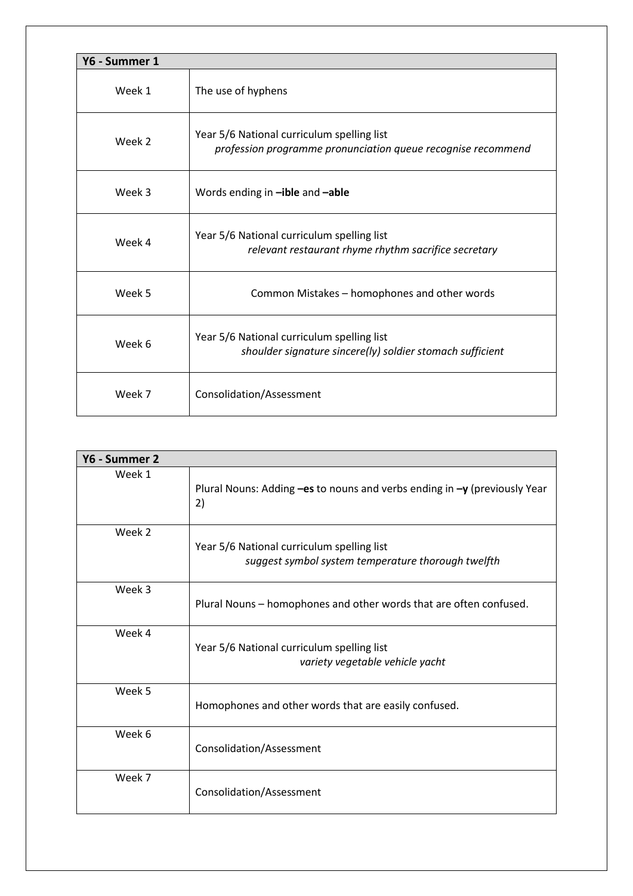| Y6 - Summer 1 | |
|---|---|
| Week 1 | The use of hyphens |
| Week 2 | Year 5/6 National curriculum spelling list *profession programme pronunciation queue recognise recommend* |
| Week 3 | Words ending in **–ible** and **–able** |
| Week 4 | Year 5/6 National curriculum spelling list *relevant restaurant rhyme rhythm sacrifice secretary* |
| Week 5 | Common Mistakes – homophones and other words |
| Week 6 | Year 5/6 National curriculum spelling list *shoulder signature sincere(ly) soldier stomach sufficient* |
| Week 7 | Consolidation/Assessment |

| Y6 - Summer 2 | |
|---|---|
| Week 1 | Plural Nouns: Adding **–es** to nouns and verbs ending in **–y** (previously Year 2) |
| Week 2 | Year 5/6 National curriculum spelling list *suggest symbol system temperature thorough twelfth* |
| Week 3 | Plural Nouns – homophones and other words that are often confused. |
| Week 4 | Year 5/6 National curriculum spelling list *variety vegetable vehicle yacht* |
| Week 5 | Homophones and other words that are easily confused. |
| Week 6 | Consolidation/Assessment |
| Week 7 | Consolidation/Assessment |